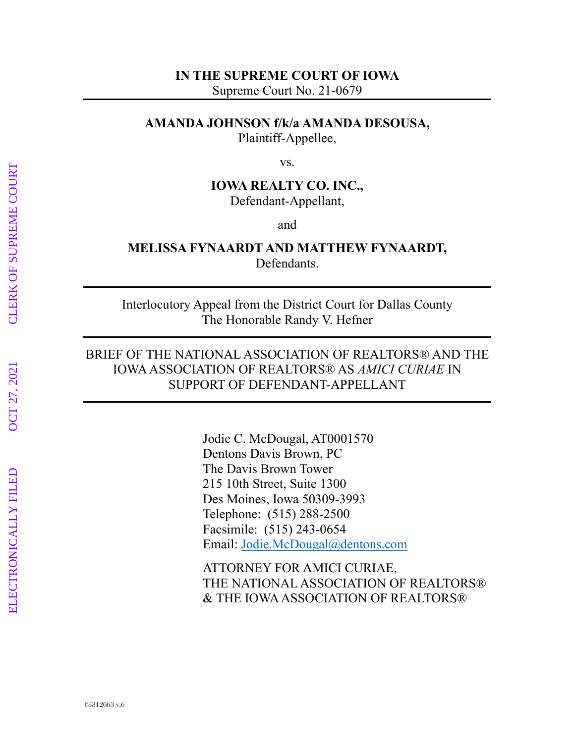**IN THE SUPREME COURT OF IOWA**
Supreme Court No. 21-0679

---

**AMANDA JOHNSON f/k/a AMANDA DESOUSA,**
Plaintiff-Appellee,

vs.

**IOWA REALTY CO. INC.,**
Defendant-Appellant,

and

**MELISSA FYNAARDT AND MATTHEW FYNAARDT,**
Defendants.

---

Interlocutory Appeal from the District Court for Dallas County
The Honorable Randy V. Hefner

---

BRIEF OF THE NATIONAL ASSOCIATION OF REALTORS® AND THE IOWA ASSOCIATION OF REALTORS® AS *AMICI CURIAE* IN SUPPORT OF DEFENDANT-APPELLANT

---

Jodie C. McDougal, AT0001570
Dentons Davis Brown, PC
The Davis Brown Tower
215 10th Street, Suite 1300
Des Moines, Iowa 50309-3993
Telephone: (515) 288-2500
Facsimile: (515) 243-0654
Email: Jodie.McDougal@dentons.com

ATTORNEY FOR AMICI CURIAE,
THE NATIONAL ASSOCIATION OF REALTORS®
& THE IOWA ASSOCIATION OF REALTORS®

#3312663 v.6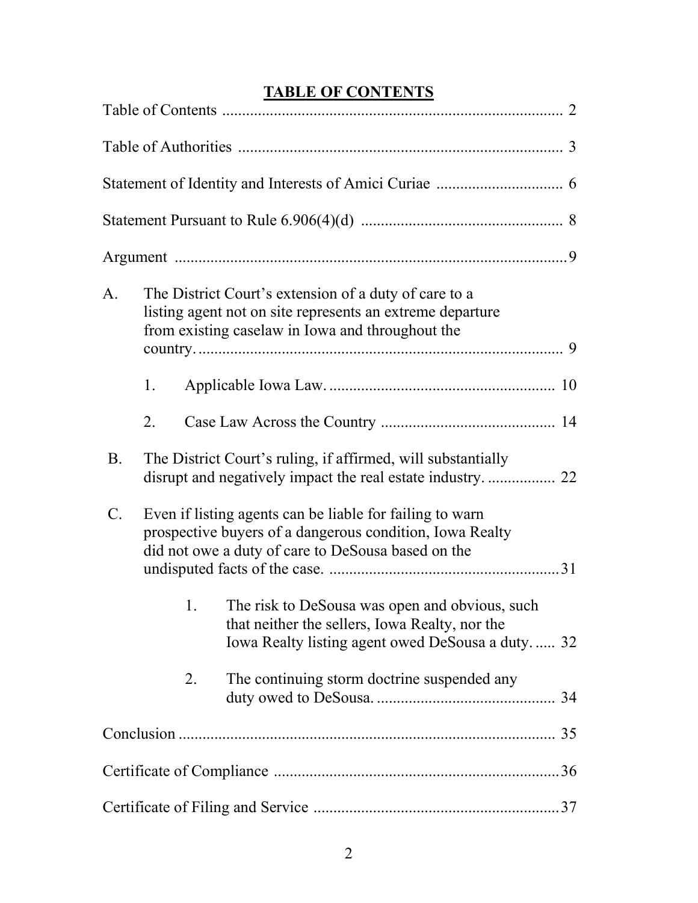# TABLE OF CONTENTS

Table of Contents ..................................................................................... 2

Table of Authorities ................................................................................. 3

Statement of Identity and Interests of Amici Curiae ................................ 6

Statement Pursuant to Rule 6.906(4)(d) .................................................. 8

Argument ...................................................................................................9

A. The District Court's extension of a duty of care to a listing agent not on site represents an extreme departure from existing caselaw in Iowa and throughout the country. ........................................................................................... 9

 1. Applicable Iowa Law. ......................................................... 10

 2. Case Law Across the Country ........................................... 14

B. The District Court's ruling, if affirmed, will substantially disrupt and negatively impact the real estate industry. ................. 22

C. Even if listing agents can be liable for failing to warn prospective buyers of a dangerous condition, Iowa Realty did not owe a duty of care to DeSousa based on the undisputed facts of the case. .........................................................31

 1. The risk to DeSousa was open and obvious, such that neither the sellers, Iowa Realty, nor the Iowa Realty listing agent owed DeSousa a duty. ..... 32

 2. The continuing storm doctrine suspended any duty owed to DeSousa. ............................................ 34

Conclusion ............................................................................................... 35

Certificate of Compliance .......................................................................36

Certificate of Filing and Service .............................................................37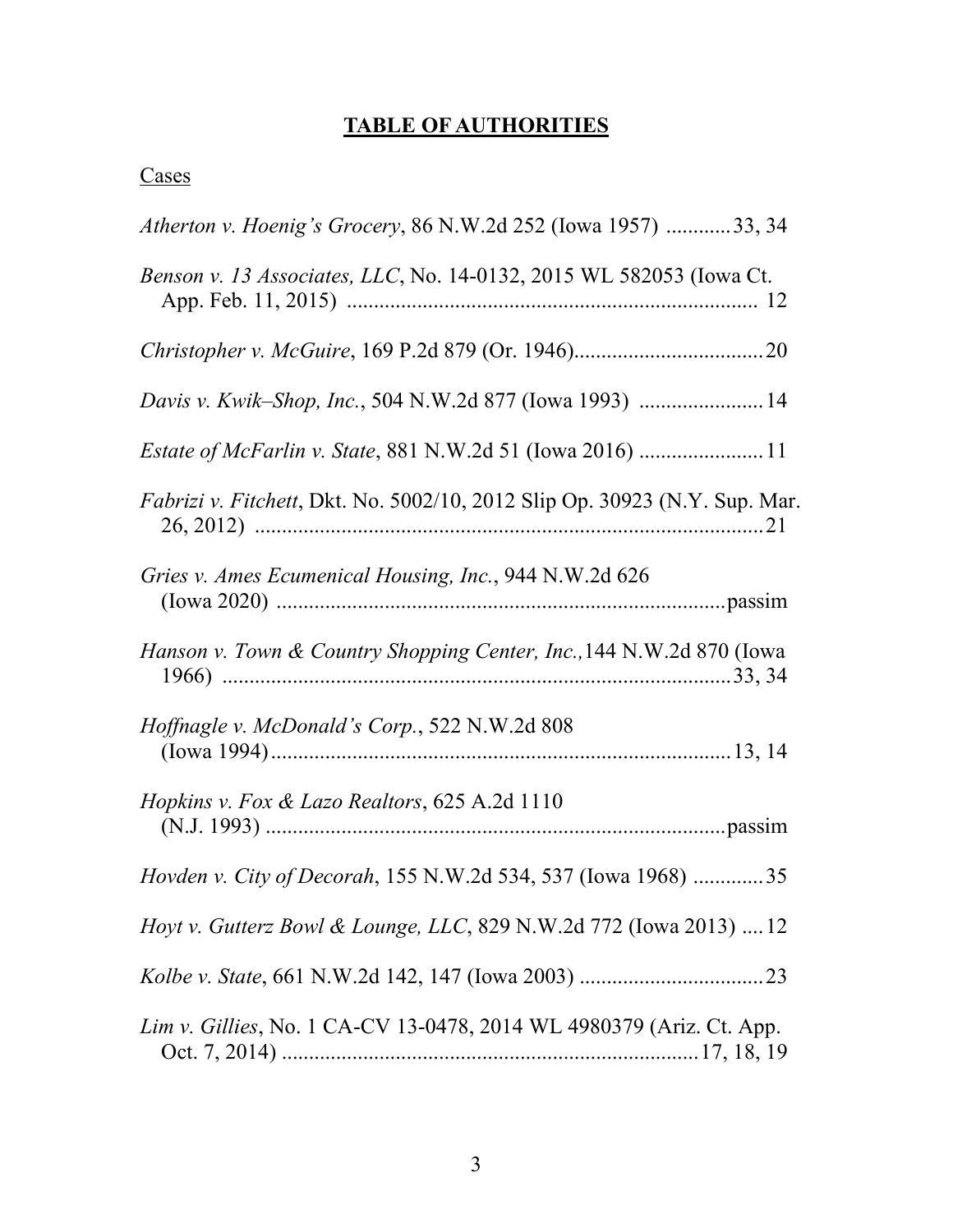# **TABLE OF AUTHORITIES**

Cases

*Atherton v. Hoenig's Grocery*, 86 N.W.2d 252 (Iowa 1957) ............33, 34

*Benson v. 13 Associates, LLC*, No. 14-0132, 2015 WL 582053 (Iowa Ct. App. Feb. 11, 2015) ............................................................................ 12

*Christopher v. McGuire*, 169 P.2d 879 (Or. 1946)...................................20

*Davis v. Kwik–Shop, Inc.*, 504 N.W.2d 877 (Iowa 1993) .......................14

*Estate of McFarlin v. State*, 881 N.W.2d 51 (Iowa 2016) .......................11

*Fabrizi v. Fitchett*, Dkt. No. 5002/10, 2012 Slip Op. 30923 (N.Y. Sup. Mar. 26, 2012) .............................................................................................21

*Gries v. Ames Ecumenical Housing, Inc.*, 944 N.W.2d 626 (Iowa 2020) ...................................................................................passim

*Hanson v. Town & Country Shopping Center, Inc.,*144 N.W.2d 870 (Iowa 1966) ..............................................................................................33, 34

*Hoffnagle v. McDonald's Corp.*, 522 N.W.2d 808 (Iowa 1994).....................................................................................13, 14

*Hopkins v. Fox & Lazo Realtors*, 625 A.2d 1110 (N.J. 1993) .....................................................................................passim

*Hovden v. City of Decorah*, 155 N.W.2d 534, 537 (Iowa 1968) .............35

*Hoyt v. Gutterz Bowl & Lounge, LLC*, 829 N.W.2d 772 (Iowa 2013) ....12

*Kolbe v. State*, 661 N.W.2d 142, 147 (Iowa 2003) ..................................23

*Lim v. Gillies*, No. 1 CA-CV 13-0478, 2014 WL 4980379 (Ariz. Ct. App. Oct. 7, 2014) .............................................................................17, 18, 19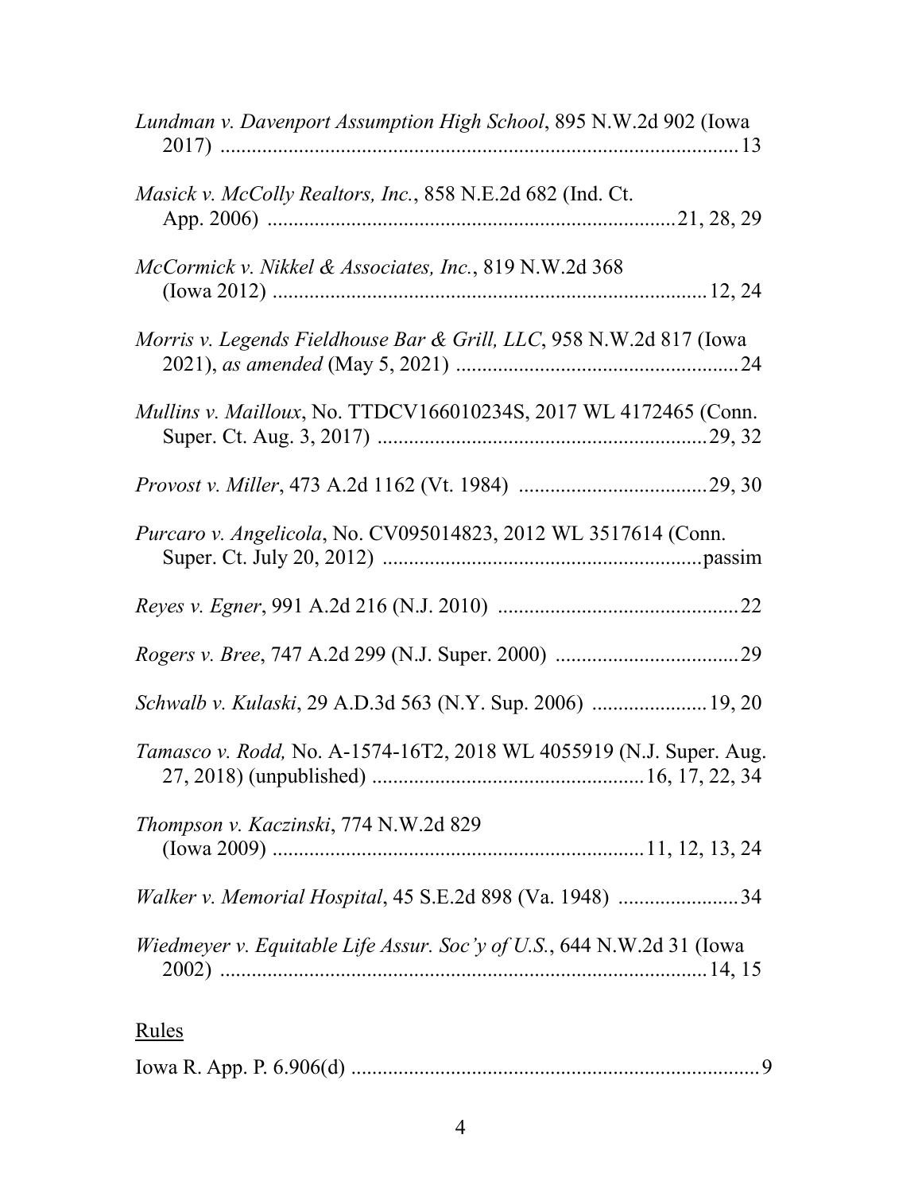*Lundman v. Davenport Assumption High School*, 895 N.W.2d 902 (Iowa 2017) ........................................................................................... 13

*Masick v. McColly Realtors, Inc.*, 858 N.E.2d 682 (Ind. Ct. App. 2006) ........................................................................... 21, 28, 29

*McCormick v. Nikkel & Associates, Inc.*, 819 N.W.2d 368 (Iowa 2012) ............................................................................... 12, 24

*Morris v. Legends Fieldhouse Bar & Grill, LLC*, 958 N.W.2d 817 (Iowa 2021), *as amended* (May 5, 2021) ............................................... 24

*Mullins v. Mailloux*, No. TTDCV166010234S, 2017 WL 4172465 (Conn. Super. Ct. Aug. 3, 2017) ............................................................ 29, 32

*Provost v. Miller*, 473 A.2d 1162 (Vt. 1984) .................................... 29, 30

*Purcaro v. Angelicola*, No. CV095014823, 2012 WL 3517614 (Conn. Super. Ct. July 20, 2012) ........................................................ passim

*Reyes v. Egner*, 991 A.2d 216 (N.J. 2010) .............................................. 22

*Rogers v. Bree*, 747 A.2d 299 (N.J. Super. 2000) ................................... 29

*Schwalb v. Kulaski*, 29 A.D.3d 563 (N.Y. Sup. 2006) ...................... 19, 20

*Tamasco v. Rodd,* No. A-1574-16T2, 2018 WL 4055919 (N.J. Super. Aug. 27, 2018) (unpublished) ............................................... 16, 17, 22, 34

*Thompson v. Kaczinski*, 774 N.W.2d 829 (Iowa 2009) ................................................................. 11, 12, 13, 24

*Walker v. Memorial Hospital*, 45 S.E.2d 898 (Va. 1948) ....................... 34

*Wiedmeyer v. Equitable Life Assur. Soc'y of U.S.*, 644 N.W.2d 31 (Iowa 2002) ............................................................................................ 14, 15

Rules

Iowa R. App. P. 6.906(d) ............................................................................ 9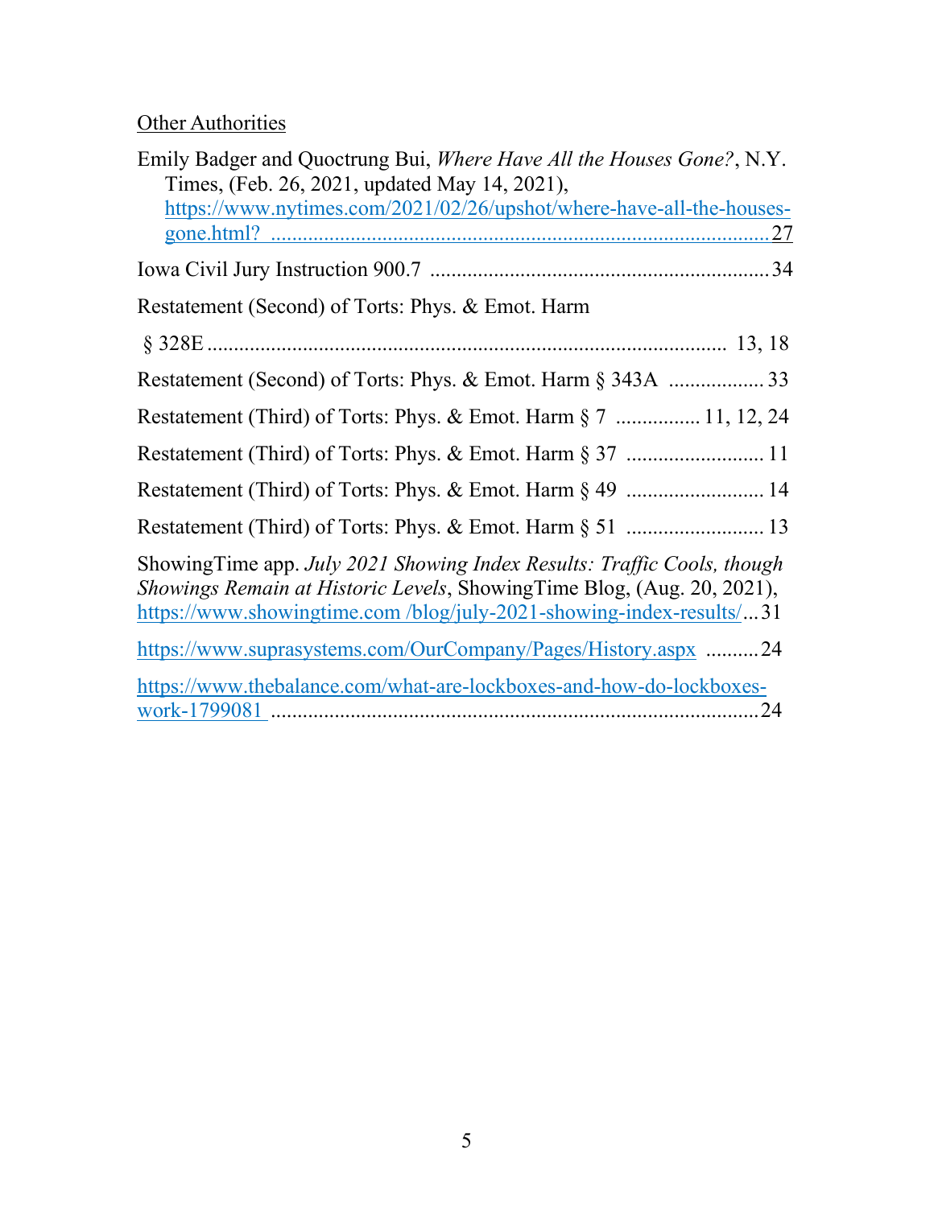Other Authorities

Emily Badger and Quoctrung Bui, *Where Have All the Houses Gone?*, N.Y. Times, (Feb. 26, 2021, updated May 14, 2021), https://www.nytimes.com/2021/02/26/upshot/where-have-all-the-houses-gone.html? .......... 27

Iowa Civil Jury Instruction 900.7 .......... 34

Restatement (Second) of Torts: Phys. & Emot. Harm

§ 328E .......... 13, 18

Restatement (Second) of Torts: Phys. & Emot. Harm § 343A .......... 33

Restatement (Third) of Torts: Phys. & Emot. Harm § 7 .......... 11, 12, 24

Restatement (Third) of Torts: Phys. & Emot. Harm § 37 .......... 11

Restatement (Third) of Torts: Phys. & Emot. Harm § 49 .......... 14

Restatement (Third) of Torts: Phys. & Emot. Harm § 51 .......... 13

ShowingTime app. *July 2021 Showing Index Results: Traffic Cools, though Showings Remain at Historic Levels*, ShowingTime Blog, (Aug. 20, 2021), https://www.showingtime.com /blog/july-2021-showing-index-results/ ... 31

https://www.suprasystems.com/OurCompany/Pages/History.aspx .......... 24

https://www.thebalance.com/what-are-lockboxes-and-how-do-lockboxes-work-1799081 .......... 24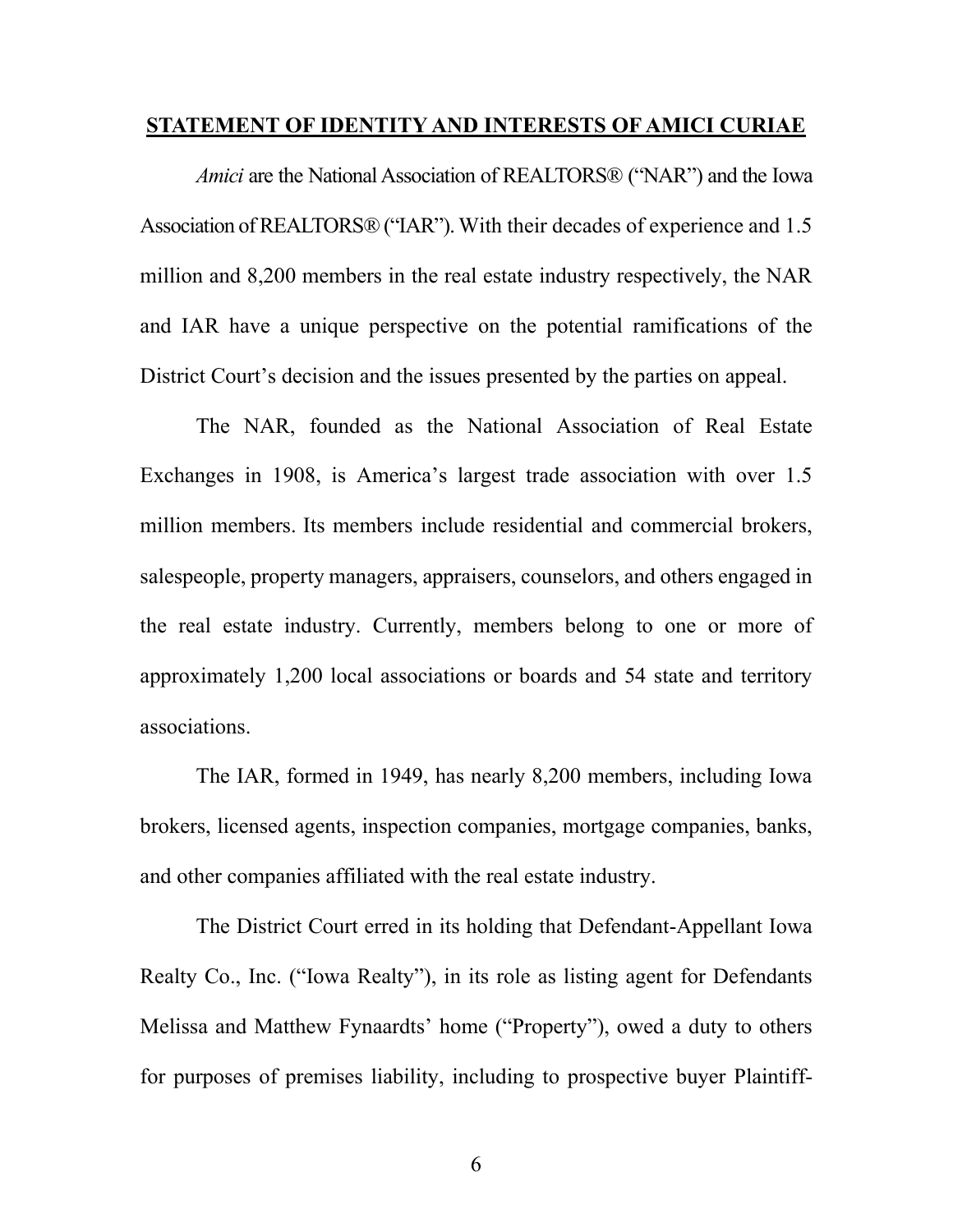## **STATEMENT OF IDENTITY AND INTERESTS OF AMICI CURIAE**

*Amici* are the National Association of REALTORS® ("NAR") and the Iowa Association of REALTORS® ("IAR"). With their decades of experience and 1.5 million and 8,200 members in the real estate industry respectively, the NAR and IAR have a unique perspective on the potential ramifications of the District Court's decision and the issues presented by the parties on appeal.

The NAR, founded as the National Association of Real Estate Exchanges in 1908, is America's largest trade association with over 1.5 million members. Its members include residential and commercial brokers, salespeople, property managers, appraisers, counselors, and others engaged in the real estate industry. Currently, members belong to one or more of approximately 1,200 local associations or boards and 54 state and territory associations.

The IAR, formed in 1949, has nearly 8,200 members, including Iowa brokers, licensed agents, inspection companies, mortgage companies, banks, and other companies affiliated with the real estate industry.

The District Court erred in its holding that Defendant-Appellant Iowa Realty Co., Inc. ("Iowa Realty"), in its role as listing agent for Defendants Melissa and Matthew Fynaardts' home ("Property"), owed a duty to others for purposes of premises liability, including to prospective buyer Plaintiff-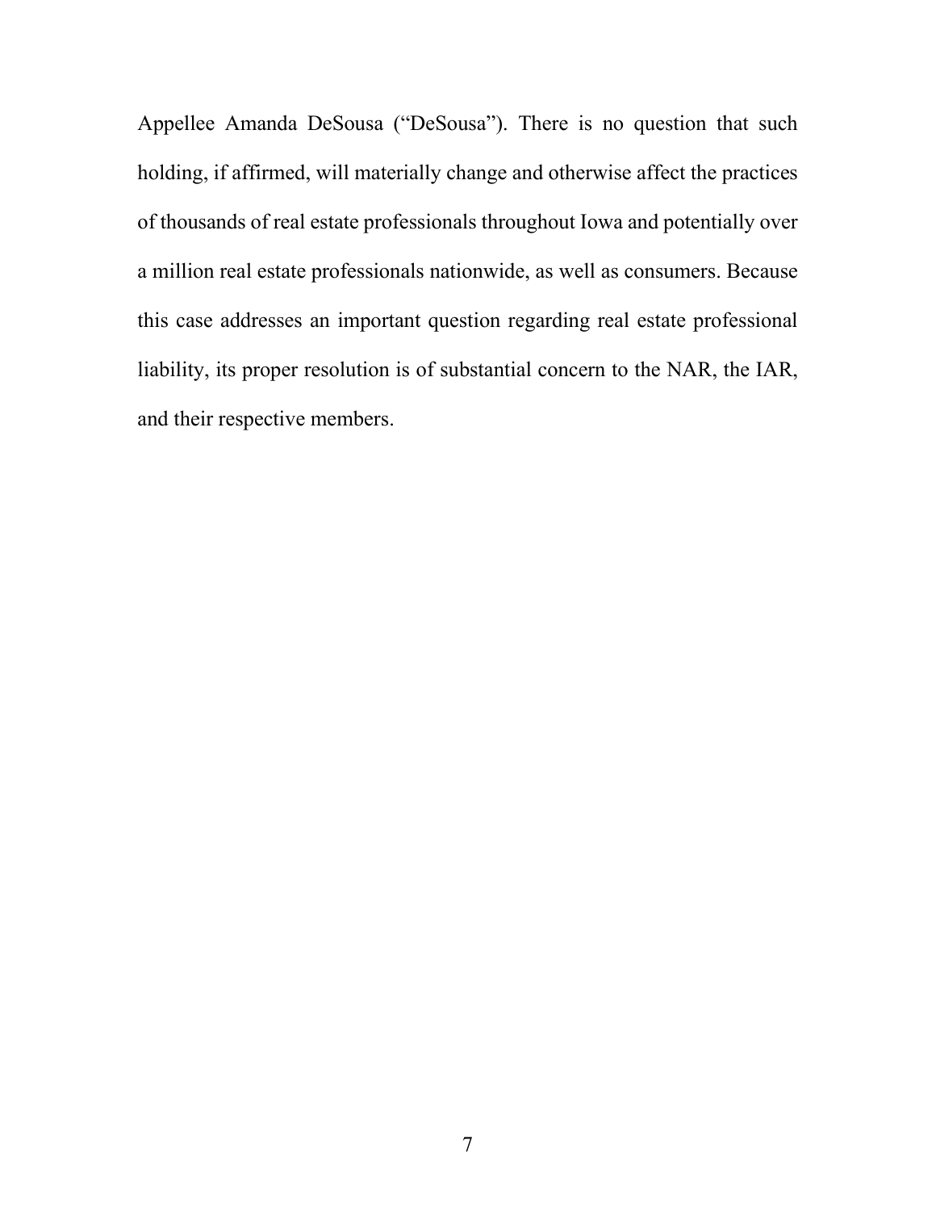Appellee Amanda DeSousa ("DeSousa"). There is no question that such holding, if affirmed, will materially change and otherwise affect the practices of thousands of real estate professionals throughout Iowa and potentially over a million real estate professionals nationwide, as well as consumers. Because this case addresses an important question regarding real estate professional liability, its proper resolution is of substantial concern to the NAR, the IAR, and their respective members.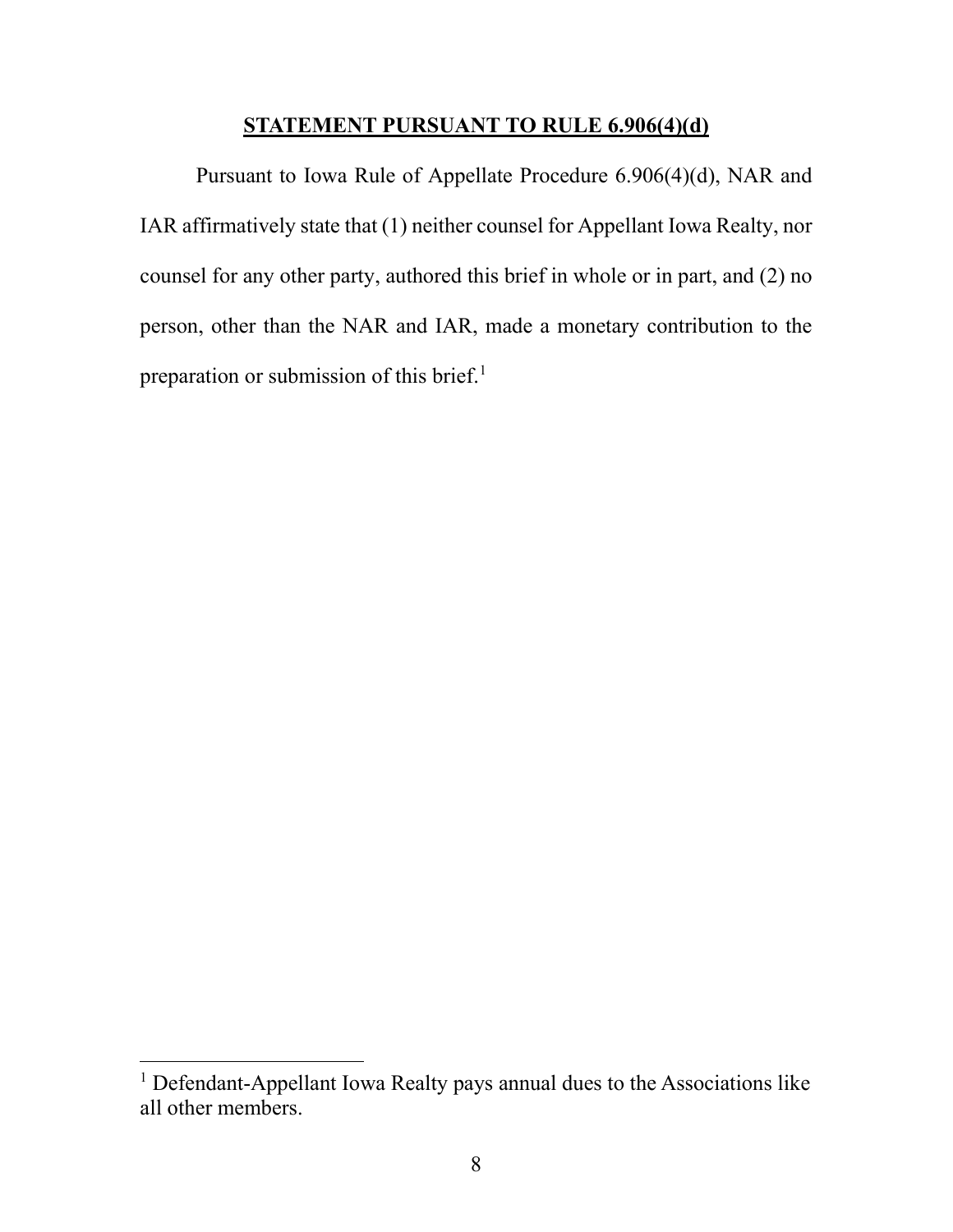## **STATEMENT PURSUANT TO RULE 6.906(4)(d)**

Pursuant to Iowa Rule of Appellate Procedure 6.906(4)(d), NAR and IAR affirmatively state that (1) neither counsel for Appellant Iowa Realty, nor counsel for any other party, authored this brief in whole or in part, and (2) no person, other than the NAR and IAR, made a monetary contribution to the preparation or submission of this brief.[1]

[1] Defendant-Appellant Iowa Realty pays annual dues to the Associations like all other members.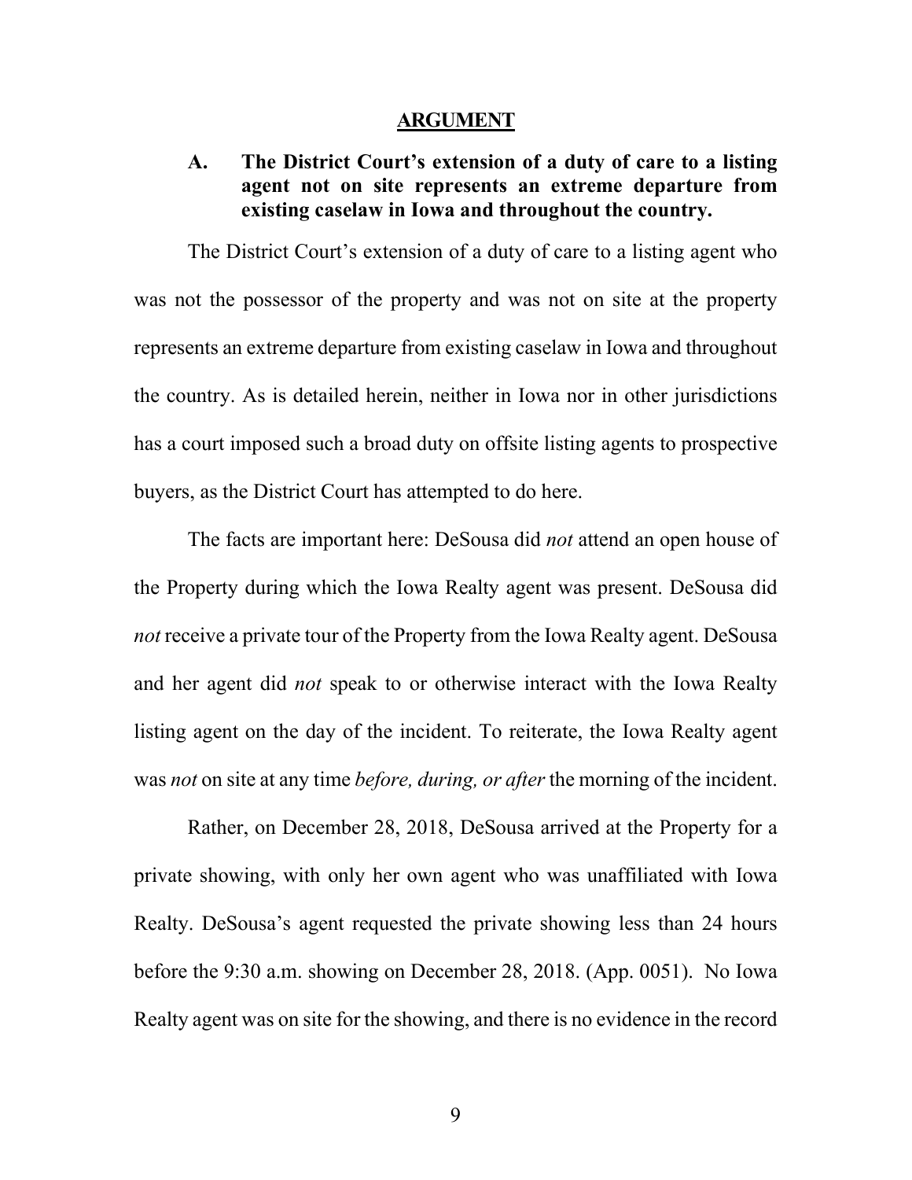## ARGUMENT

### A. The District Court's extension of a duty of care to a listing agent not on site represents an extreme departure from existing caselaw in Iowa and throughout the country.

The District Court's extension of a duty of care to a listing agent who was not the possessor of the property and was not on site at the property represents an extreme departure from existing caselaw in Iowa and throughout the country. As is detailed herein, neither in Iowa nor in other jurisdictions has a court imposed such a broad duty on offsite listing agents to prospective buyers, as the District Court has attempted to do here.

The facts are important here: DeSousa did *not* attend an open house of the Property during which the Iowa Realty agent was present. DeSousa did *not* receive a private tour of the Property from the Iowa Realty agent. DeSousa and her agent did *not* speak to or otherwise interact with the Iowa Realty listing agent on the day of the incident. To reiterate, the Iowa Realty agent was *not* on site at any time *before, during, or after* the morning of the incident.

Rather, on December 28, 2018, DeSousa arrived at the Property for a private showing, with only her own agent who was unaffiliated with Iowa Realty. DeSousa's agent requested the private showing less than 24 hours before the 9:30 a.m. showing on December 28, 2018. (App. 0051). No Iowa Realty agent was on site for the showing, and there is no evidence in the record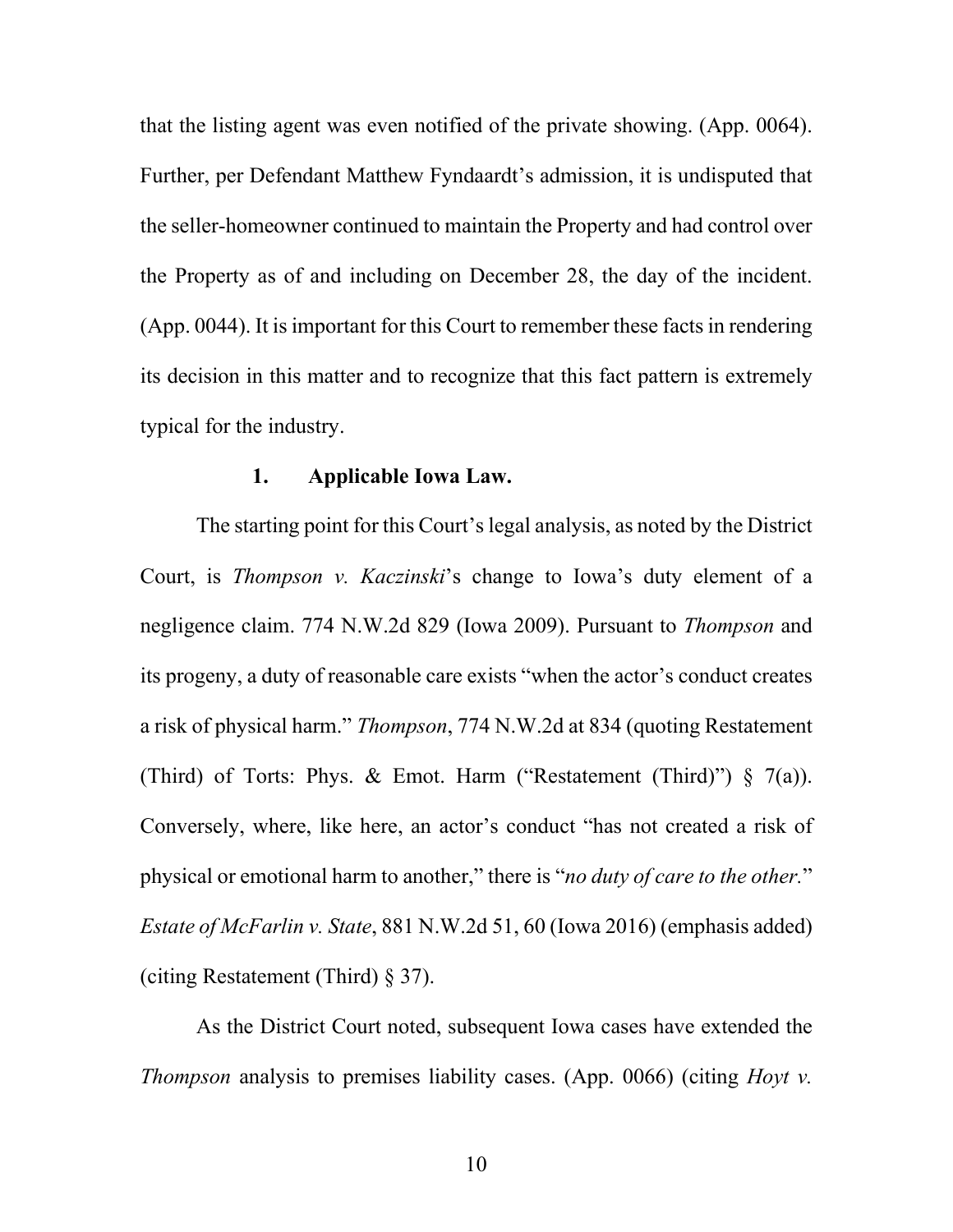that the listing agent was even notified of the private showing. (App. 0064). Further, per Defendant Matthew Fyndaardt's admission, it is undisputed that the seller-homeowner continued to maintain the Property and had control over the Property as of and including on December 28, the day of the incident. (App. 0044). It is important for this Court to remember these facts in rendering its decision in this matter and to recognize that this fact pattern is extremely typical for the industry.

**1. Applicable Iowa Law.**

The starting point for this Court's legal analysis, as noted by the District Court, is *Thompson v. Kaczinski*'s change to Iowa's duty element of a negligence claim. 774 N.W.2d 829 (Iowa 2009). Pursuant to *Thompson* and its progeny, a duty of reasonable care exists "when the actor's conduct creates a risk of physical harm." *Thompson*, 774 N.W.2d at 834 (quoting Restatement (Third) of Torts: Phys. & Emot. Harm ("Restatement (Third)") § 7(a)). Conversely, where, like here, an actor's conduct "has not created a risk of physical or emotional harm to another," there is "*no duty of care to the other.*" *Estate of McFarlin v. State*, 881 N.W.2d 51, 60 (Iowa 2016) (emphasis added) (citing Restatement (Third) § 37).

As the District Court noted, subsequent Iowa cases have extended the *Thompson* analysis to premises liability cases. (App. 0066) (citing *Hoyt v.*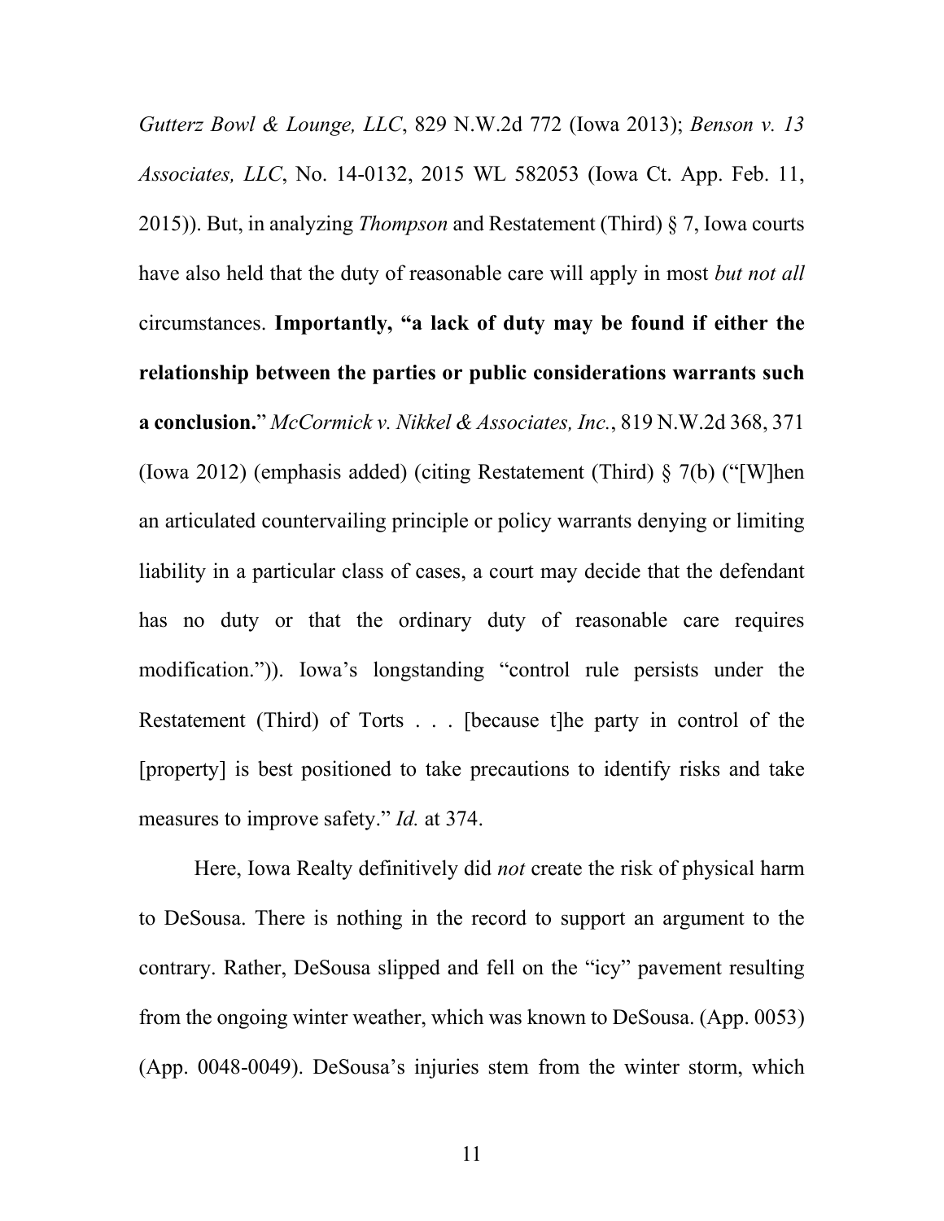*Gutterz Bowl & Lounge, LLC*, 829 N.W.2d 772 (Iowa 2013); *Benson v. 13 Associates, LLC*, No. 14-0132, 2015 WL 582053 (Iowa Ct. App. Feb. 11, 2015)). But, in analyzing *Thompson* and Restatement (Third) § 7, Iowa courts have also held that the duty of reasonable care will apply in most *but not all* circumstances. **Importantly, "a lack of duty may be found if either the relationship between the parties or public considerations warrants such a conclusion.**" *McCormick v. Nikkel & Associates, Inc.*, 819 N.W.2d 368, 371 (Iowa 2012) (emphasis added) (citing Restatement (Third) § 7(b) ("[W]hen an articulated countervailing principle or policy warrants denying or limiting liability in a particular class of cases, a court may decide that the defendant has no duty or that the ordinary duty of reasonable care requires modification.")). Iowa's longstanding "control rule persists under the Restatement (Third) of Torts . . . [because t]he party in control of the [property] is best positioned to take precautions to identify risks and take measures to improve safety." *Id.* at 374.

Here, Iowa Realty definitively did *not* create the risk of physical harm to DeSousa. There is nothing in the record to support an argument to the contrary. Rather, DeSousa slipped and fell on the "icy" pavement resulting from the ongoing winter weather, which was known to DeSousa. (App. 0053) (App. 0048-0049). DeSousa's injuries stem from the winter storm, which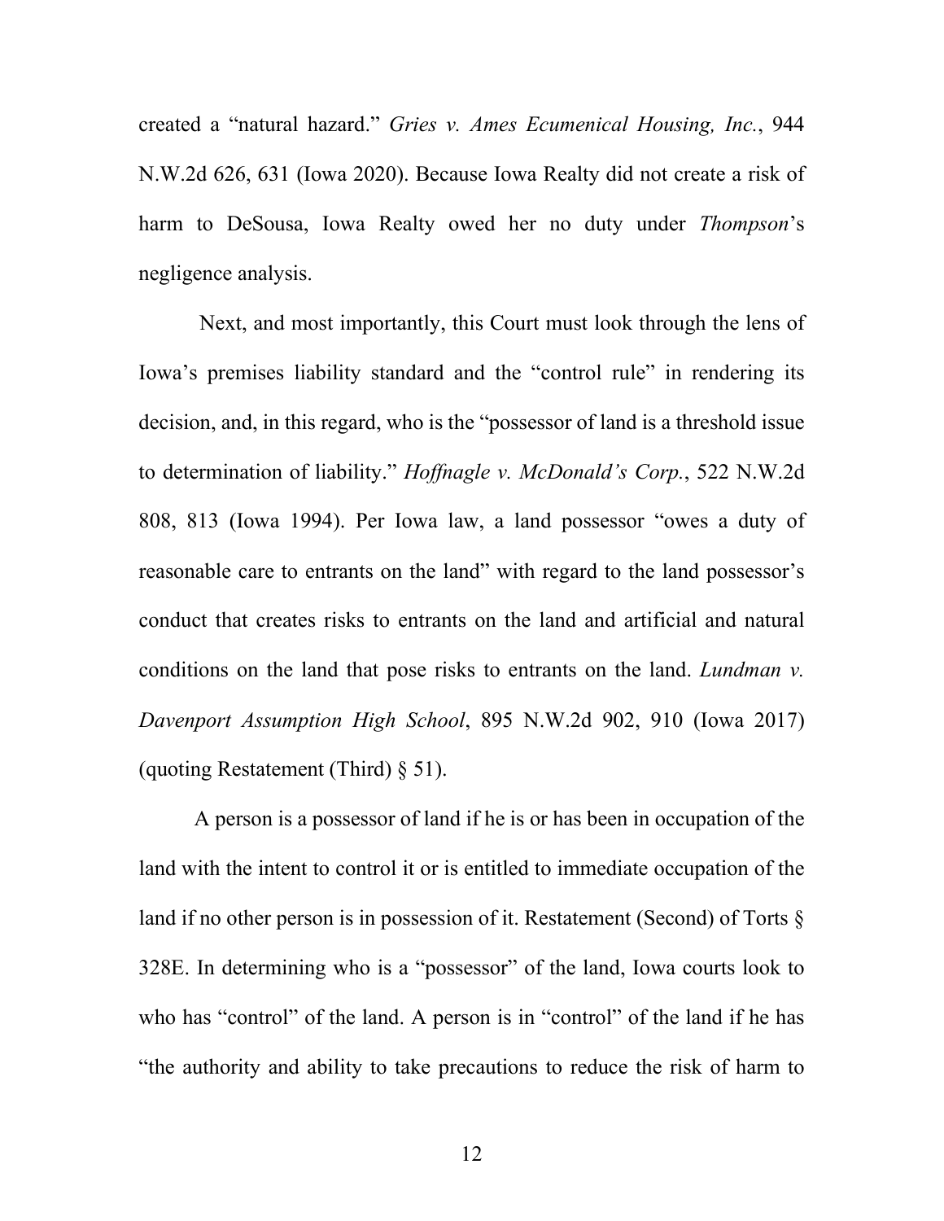created a "natural hazard." *Gries v. Ames Ecumenical Housing, Inc.*, 944 N.W.2d 626, 631 (Iowa 2020). Because Iowa Realty did not create a risk of harm to DeSousa, Iowa Realty owed her no duty under *Thompson*'s negligence analysis.

Next, and most importantly, this Court must look through the lens of Iowa's premises liability standard and the "control rule" in rendering its decision, and, in this regard, who is the "possessor of land is a threshold issue to determination of liability." *Hoffnagle v. McDonald's Corp.*, 522 N.W.2d 808, 813 (Iowa 1994). Per Iowa law, a land possessor "owes a duty of reasonable care to entrants on the land" with regard to the land possessor's conduct that creates risks to entrants on the land and artificial and natural conditions on the land that pose risks to entrants on the land. *Lundman v. Davenport Assumption High School*, 895 N.W.2d 902, 910 (Iowa 2017) (quoting Restatement (Third) § 51).

A person is a possessor of land if he is or has been in occupation of the land with the intent to control it or is entitled to immediate occupation of the land if no other person is in possession of it. Restatement (Second) of Torts § 328E. In determining who is a "possessor" of the land, Iowa courts look to who has "control" of the land. A person is in "control" of the land if he has "the authority and ability to take precautions to reduce the risk of harm to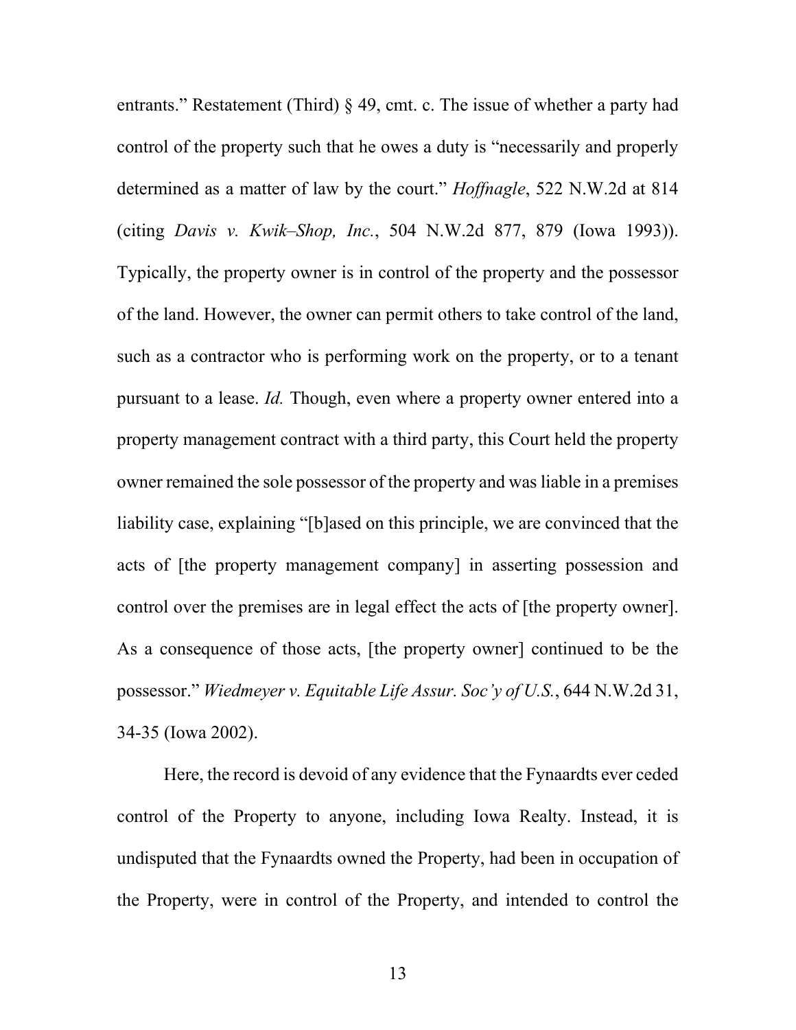entrants." Restatement (Third) § 49, cmt. c. The issue of whether a party had control of the property such that he owes a duty is "necessarily and properly determined as a matter of law by the court." *Hoffnagle*, 522 N.W.2d at 814 (citing *Davis v. Kwik–Shop, Inc.*, 504 N.W.2d 877, 879 (Iowa 1993)). Typically, the property owner is in control of the property and the possessor of the land. However, the owner can permit others to take control of the land, such as a contractor who is performing work on the property, or to a tenant pursuant to a lease. *Id.* Though, even where a property owner entered into a property management contract with a third party, this Court held the property owner remained the sole possessor of the property and was liable in a premises liability case, explaining "[b]ased on this principle, we are convinced that the acts of [the property management company] in asserting possession and control over the premises are in legal effect the acts of [the property owner]. As a consequence of those acts, [the property owner] continued to be the possessor." *Wiedmeyer v. Equitable Life Assur. Soc'y of U.S.*, 644 N.W.2d 31, 34-35 (Iowa 2002).

Here, the record is devoid of any evidence that the Fynaardts ever ceded control of the Property to anyone, including Iowa Realty. Instead, it is undisputed that the Fynaardts owned the Property, had been in occupation of the Property, were in control of the Property, and intended to control the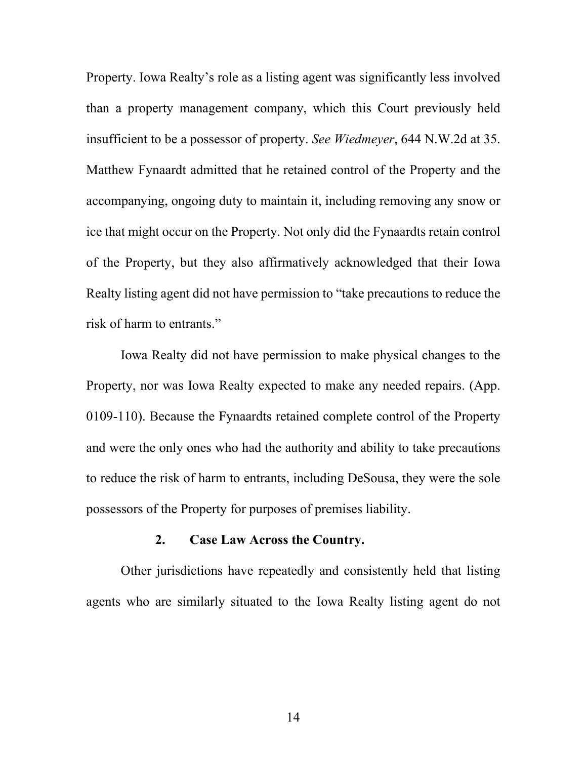Property. Iowa Realty's role as a listing agent was significantly less involved than a property management company, which this Court previously held insufficient to be a possessor of property. *See Wiedmeyer*, 644 N.W.2d at 35. Matthew Fynaardt admitted that he retained control of the Property and the accompanying, ongoing duty to maintain it, including removing any snow or ice that might occur on the Property. Not only did the Fynaardts retain control of the Property, but they also affirmatively acknowledged that their Iowa Realty listing agent did not have permission to "take precautions to reduce the risk of harm to entrants."

Iowa Realty did not have permission to make physical changes to the Property, nor was Iowa Realty expected to make any needed repairs. (App. 0109-110). Because the Fynaardts retained complete control of the Property and were the only ones who had the authority and ability to take precautions to reduce the risk of harm to entrants, including DeSousa, they were the sole possessors of the Property for purposes of premises liability.

### 2. Case Law Across the Country.

Other jurisdictions have repeatedly and consistently held that listing agents who are similarly situated to the Iowa Realty listing agent do not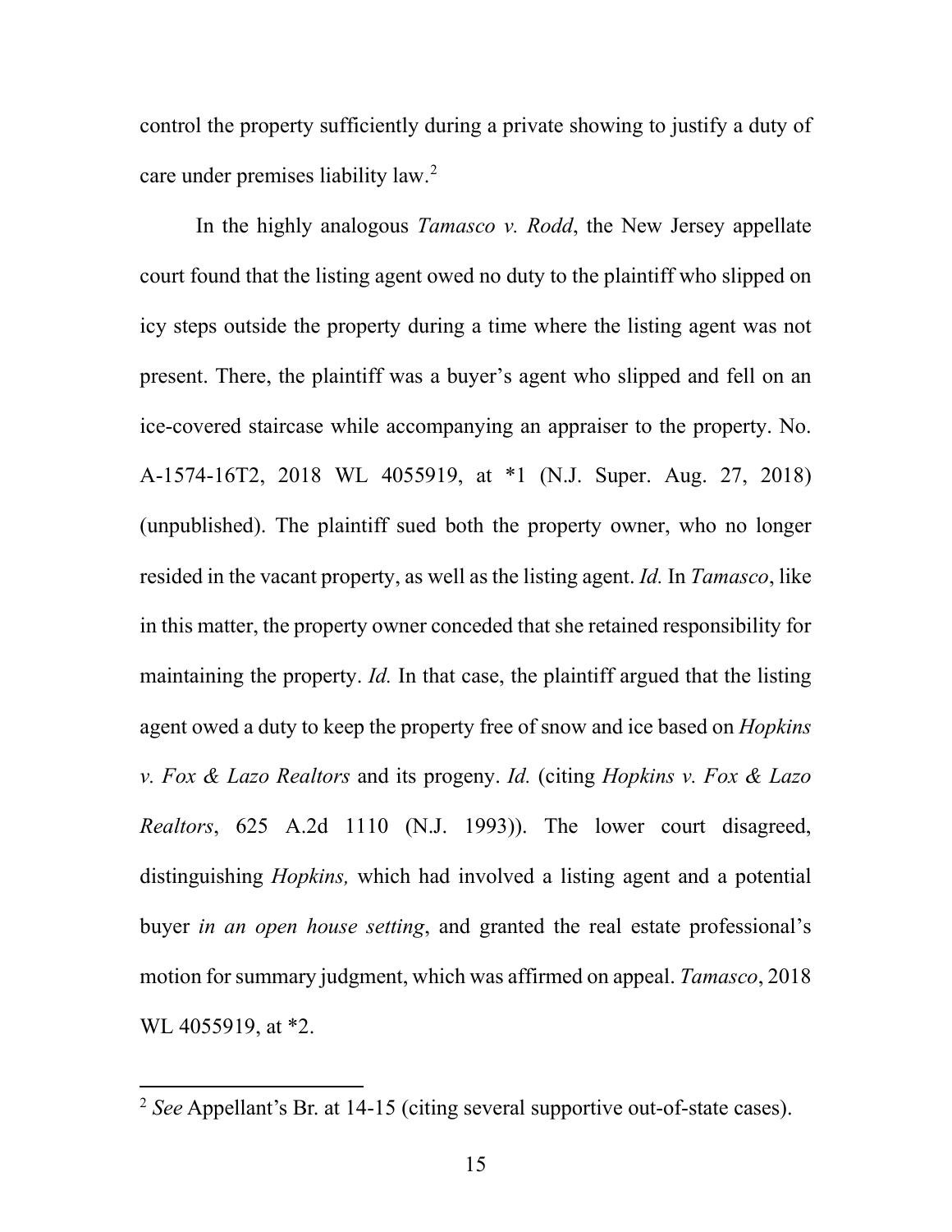control the property sufficiently during a private showing to justify a duty of care under premises liability law.[2]

In the highly analogous *Tamasco v. Rodd*, the New Jersey appellate court found that the listing agent owed no duty to the plaintiff who slipped on icy steps outside the property during a time where the listing agent was not present. There, the plaintiff was a buyer's agent who slipped and fell on an ice-covered staircase while accompanying an appraiser to the property. No. A-1574-16T2, 2018 WL 4055919, at *1 (N.J. Super. Aug. 27, 2018) (unpublished). The plaintiff sued both the property owner, who no longer resided in the vacant property, as well as the listing agent. *Id.* In *Tamasco*, like in this matter, the property owner conceded that she retained responsibility for maintaining the property. *Id.* In that case, the plaintiff argued that the listing agent owed a duty to keep the property free of snow and ice based on *Hopkins v. Fox & Lazo Realtors* and its progeny. *Id.* (citing *Hopkins v. Fox & Lazo Realtors*, 625 A.2d 1110 (N.J. 1993)). The lower court disagreed, distinguishing *Hopkins,* which had involved a listing agent and a potential buyer *in an open house setting*, and granted the real estate professional's motion for summary judgment, which was affirmed on appeal. *Tamasco*, 2018 WL 4055919, at *2.

---

[2] *See* Appellant's Br. at 14-15 (citing several supportive out-of-state cases).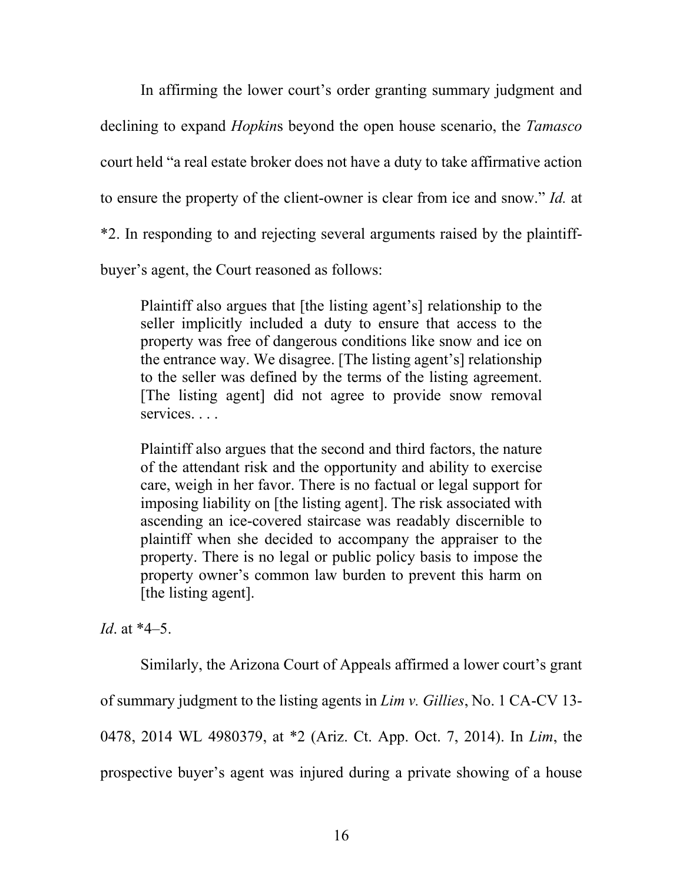In affirming the lower court's order granting summary judgment and declining to expand *Hopkin*s beyond the open house scenario, the *Tamasco* court held "a real estate broker does not have a duty to take affirmative action to ensure the property of the client-owner is clear from ice and snow." *Id.* at *2. In responding to and rejecting several arguments raised by the plaintiff-buyer's agent, the Court reasoned as follows:

> Plaintiff also argues that [the listing agent's] relationship to the seller implicitly included a duty to ensure that access to the property was free of dangerous conditions like snow and ice on the entrance way. We disagree. [The listing agent's] relationship to the seller was defined by the terms of the listing agreement. [The listing agent] did not agree to provide snow removal services. . . .
>
> Plaintiff also argues that the second and third factors, the nature of the attendant risk and the opportunity and ability to exercise care, weigh in her favor. There is no factual or legal support for imposing liability on [the listing agent]. The risk associated with ascending an ice-covered staircase was readably discernible to plaintiff when she decided to accompany the appraiser to the property. There is no legal or public policy basis to impose the property owner's common law burden to prevent this harm on [the listing agent].

*Id*. at *4–5.

Similarly, the Arizona Court of Appeals affirmed a lower court's grant of summary judgment to the listing agents in *Lim v. Gillies*, No. 1 CA-CV 13-0478, 2014 WL 4980379, at *2 (Ariz. Ct. App. Oct. 7, 2014). In *Lim*, the prospective buyer's agent was injured during a private showing of a house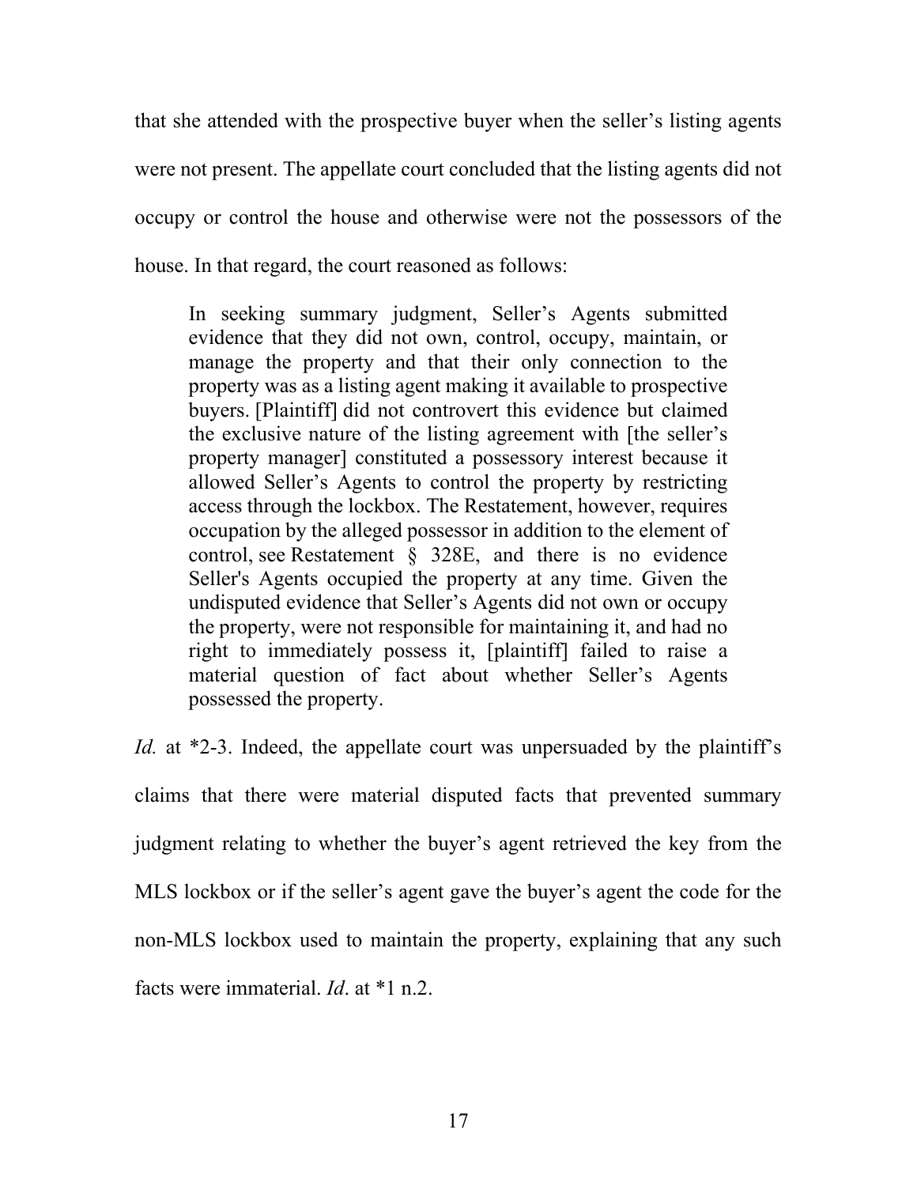that she attended with the prospective buyer when the seller's listing agents were not present. The appellate court concluded that the listing agents did not occupy or control the house and otherwise were not the possessors of the house. In that regard, the court reasoned as follows:

> In seeking summary judgment, Seller's Agents submitted evidence that they did not own, control, occupy, maintain, or manage the property and that their only connection to the property was as a listing agent making it available to prospective buyers. [Plaintiff] did not controvert this evidence but claimed the exclusive nature of the listing agreement with [the seller's property manager] constituted a possessory interest because it allowed Seller's Agents to control the property by restricting access through the lockbox. The Restatement, however, requires occupation by the alleged possessor in addition to the element of control, see Restatement § 328E, and there is no evidence Seller's Agents occupied the property at any time. Given the undisputed evidence that Seller's Agents did not own or occupy the property, were not responsible for maintaining it, and had no right to immediately possess it, [plaintiff] failed to raise a material question of fact about whether Seller's Agents possessed the property.

*Id.* at *2-3. Indeed, the appellate court was unpersuaded by the plaintiff's claims that there were material disputed facts that prevented summary judgment relating to whether the buyer's agent retrieved the key from the MLS lockbox or if the seller's agent gave the buyer's agent the code for the non-MLS lockbox used to maintain the property, explaining that any such facts were immaterial. *Id*. at *1 n.2.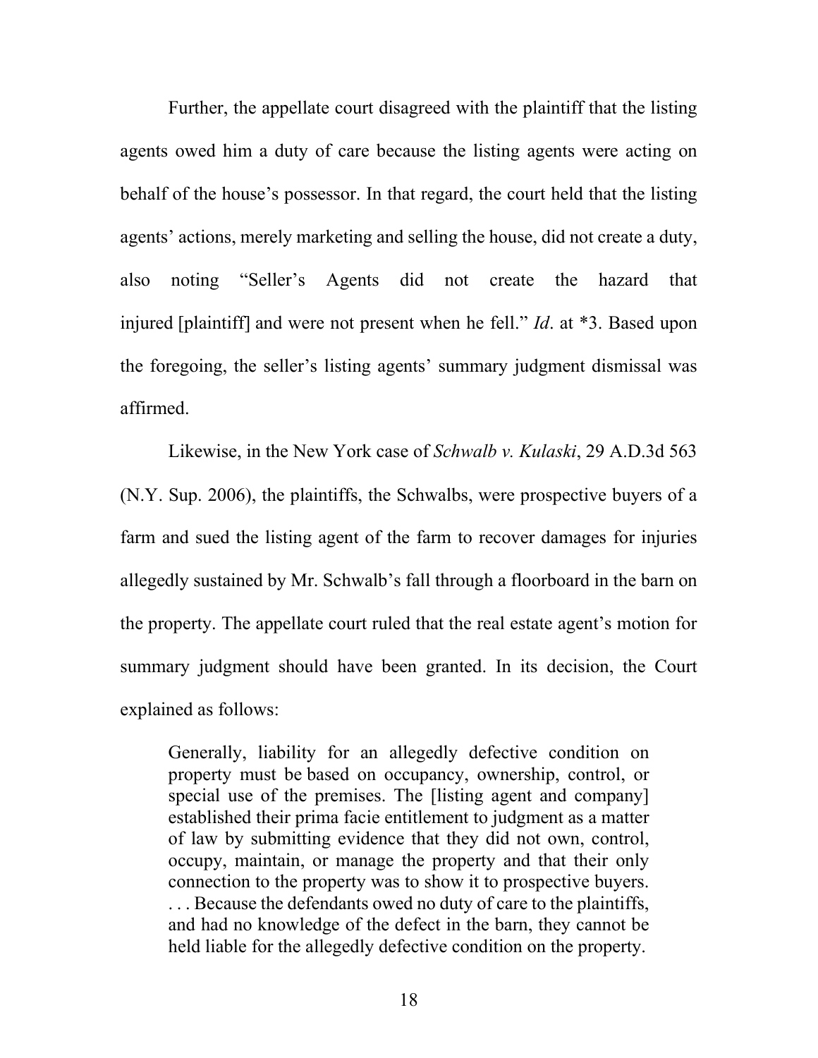Further, the appellate court disagreed with the plaintiff that the listing agents owed him a duty of care because the listing agents were acting on behalf of the house's possessor. In that regard, the court held that the listing agents' actions, merely marketing and selling the house, did not create a duty, also noting "Seller's Agents did not create the hazard that injured [plaintiff] and were not present when he fell." *Id*. at *3. Based upon the foregoing, the seller's listing agents' summary judgment dismissal was affirmed.

Likewise, in the New York case of *Schwalb v. Kulaski*, 29 A.D.3d 563 (N.Y. Sup. 2006), the plaintiffs, the Schwalbs, were prospective buyers of a farm and sued the listing agent of the farm to recover damages for injuries allegedly sustained by Mr. Schwalb's fall through a floorboard in the barn on the property. The appellate court ruled that the real estate agent's motion for summary judgment should have been granted. In its decision, the Court explained as follows:

> Generally, liability for an allegedly defective condition on property must be based on occupancy, ownership, control, or special use of the premises. The [listing agent and company] established their prima facie entitlement to judgment as a matter of law by submitting evidence that they did not own, control, occupy, maintain, or manage the property and that their only connection to the property was to show it to prospective buyers. . . . Because the defendants owed no duty of care to the plaintiffs, and had no knowledge of the defect in the barn, they cannot be held liable for the allegedly defective condition on the property.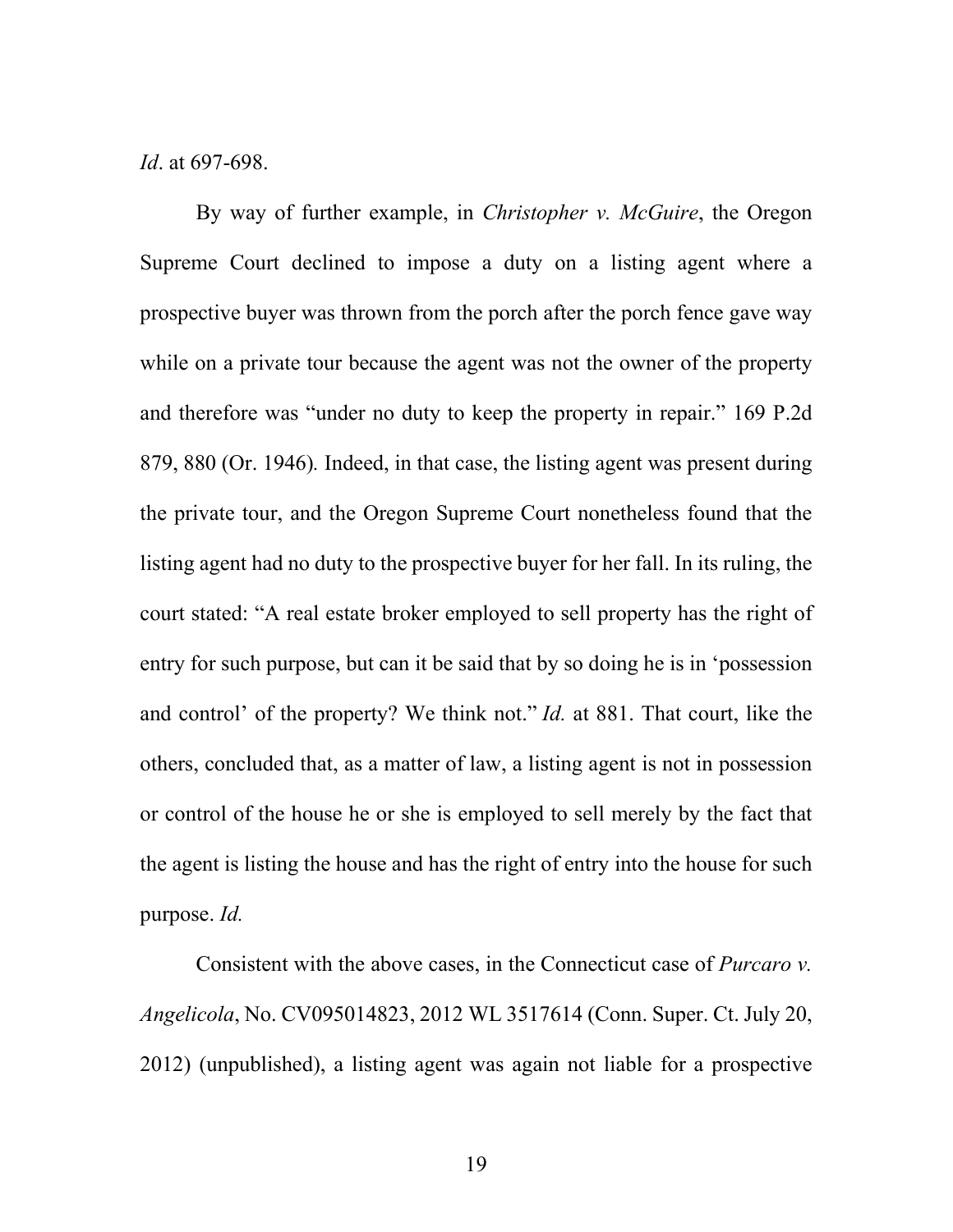*Id*. at 697-698.

By way of further example, in *Christopher v. McGuire*, the Oregon Supreme Court declined to impose a duty on a listing agent where a prospective buyer was thrown from the porch after the porch fence gave way while on a private tour because the agent was not the owner of the property and therefore was "under no duty to keep the property in repair." 169 P.2d 879, 880 (Or. 1946). Indeed, in that case, the listing agent was present during the private tour, and the Oregon Supreme Court nonetheless found that the listing agent had no duty to the prospective buyer for her fall. In its ruling, the court stated: "A real estate broker employed to sell property has the right of entry for such purpose, but can it be said that by so doing he is in 'possession and control' of the property? We think not." *Id.* at 881. That court, like the others, concluded that, as a matter of law, a listing agent is not in possession or control of the house he or she is employed to sell merely by the fact that the agent is listing the house and has the right of entry into the house for such purpose. *Id.*

Consistent with the above cases, in the Connecticut case of *Purcaro v. Angelicola*, No. CV095014823, 2012 WL 3517614 (Conn. Super. Ct. July 20, 2012) (unpublished), a listing agent was again not liable for a prospective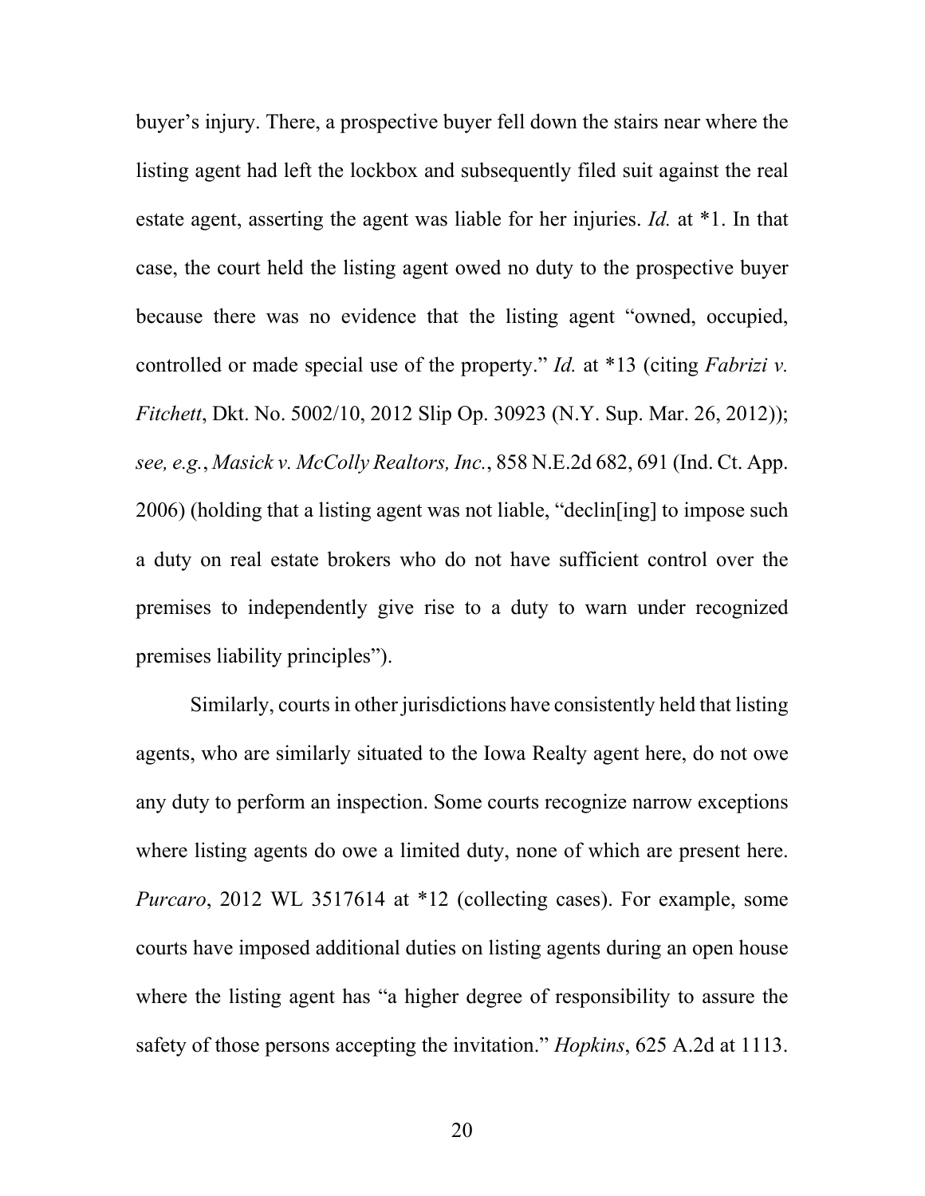buyer's injury. There, a prospective buyer fell down the stairs near where the listing agent had left the lockbox and subsequently filed suit against the real estate agent, asserting the agent was liable for her injuries. *Id.* at *1. In that case, the court held the listing agent owed no duty to the prospective buyer because there was no evidence that the listing agent "owned, occupied, controlled or made special use of the property." *Id.* at *13 (citing *Fabrizi v. Fitchett*, Dkt. No. 5002/10, 2012 Slip Op. 30923 (N.Y. Sup. Mar. 26, 2012)); *see, e.g.*, *Masick v. McColly Realtors, Inc.*, 858 N.E.2d 682, 691 (Ind. Ct. App. 2006) (holding that a listing agent was not liable, "declin[ing] to impose such a duty on real estate brokers who do not have sufficient control over the premises to independently give rise to a duty to warn under recognized premises liability principles").

Similarly, courts in other jurisdictions have consistently held that listing agents, who are similarly situated to the Iowa Realty agent here, do not owe any duty to perform an inspection. Some courts recognize narrow exceptions where listing agents do owe a limited duty, none of which are present here. *Purcaro*, 2012 WL 3517614 at *12 (collecting cases). For example, some courts have imposed additional duties on listing agents during an open house where the listing agent has "a higher degree of responsibility to assure the safety of those persons accepting the invitation." *Hopkins*, 625 A.2d at 1113.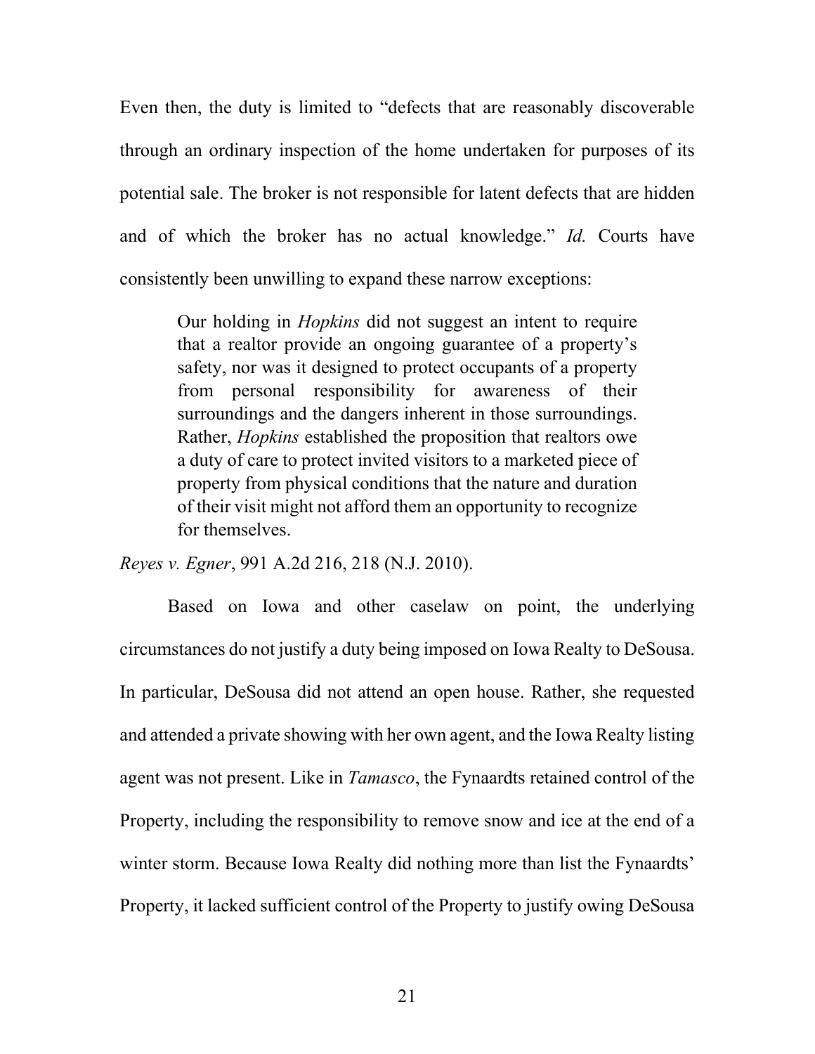Even then, the duty is limited to "defects that are reasonably discoverable through an ordinary inspection of the home undertaken for purposes of its potential sale. The broker is not responsible for latent defects that are hidden and of which the broker has no actual knowledge." *Id.* Courts have consistently been unwilling to expand these narrow exceptions:

> Our holding in *Hopkins* did not suggest an intent to require that a realtor provide an ongoing guarantee of a property's safety, nor was it designed to protect occupants of a property from personal responsibility for awareness of their surroundings and the dangers inherent in those surroundings. Rather, *Hopkins* established the proposition that realtors owe a duty of care to protect invited visitors to a marketed piece of property from physical conditions that the nature and duration of their visit might not afford them an opportunity to recognize for themselves.

*Reyes v. Egner*, 991 A.2d 216, 218 (N.J. 2010).

Based on Iowa and other caselaw on point, the underlying circumstances do not justify a duty being imposed on Iowa Realty to DeSousa. In particular, DeSousa did not attend an open house. Rather, she requested and attended a private showing with her own agent, and the Iowa Realty listing agent was not present. Like in *Tamasco*, the Fynaardts retained control of the Property, including the responsibility to remove snow and ice at the end of a winter storm. Because Iowa Realty did nothing more than list the Fynaardts' Property, it lacked sufficient control of the Property to justify owing DeSousa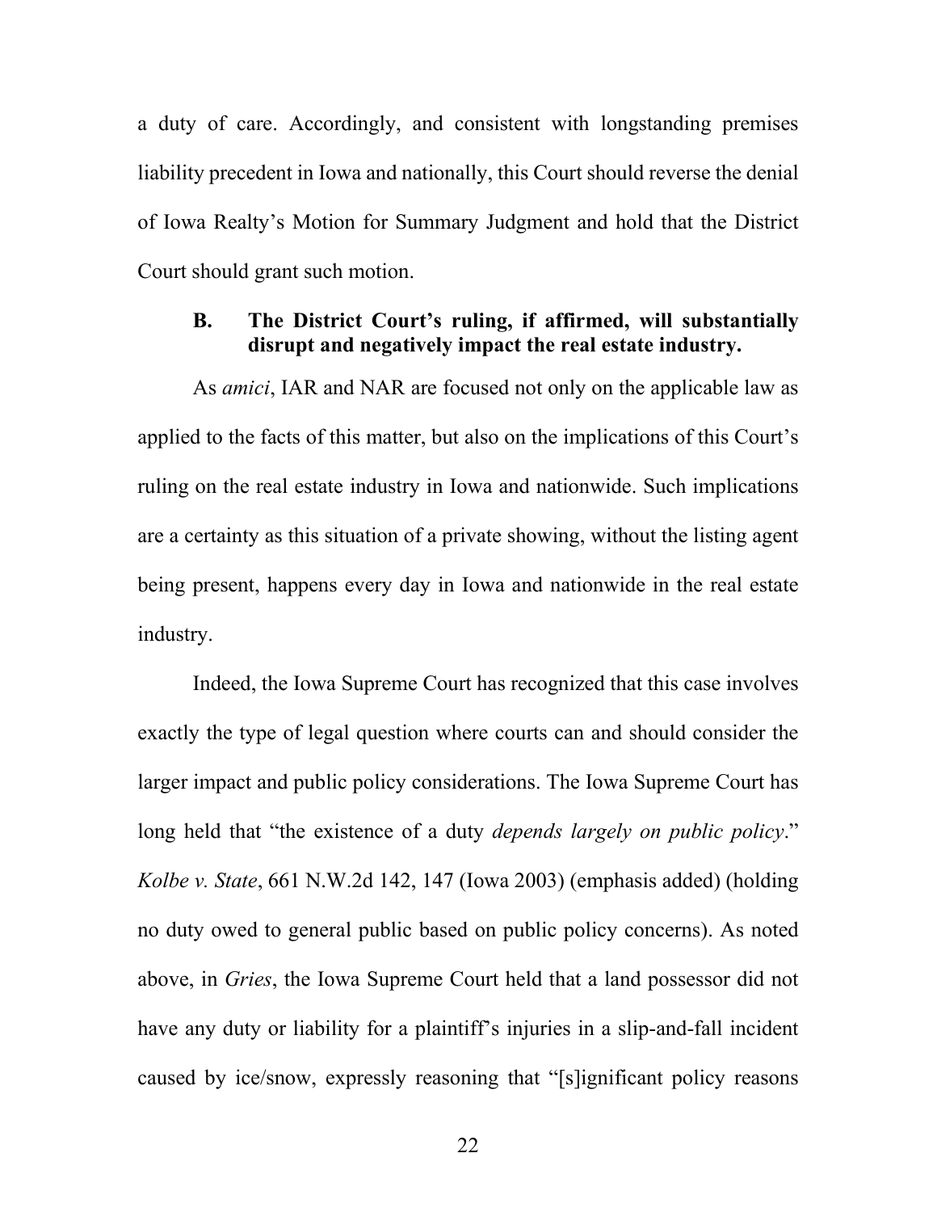a duty of care. Accordingly, and consistent with longstanding premises liability precedent in Iowa and nationally, this Court should reverse the denial of Iowa Realty's Motion for Summary Judgment and hold that the District Court should grant such motion.

### B. The District Court's ruling, if affirmed, will substantially disrupt and negatively impact the real estate industry.

As *amici*, IAR and NAR are focused not only on the applicable law as applied to the facts of this matter, but also on the implications of this Court's ruling on the real estate industry in Iowa and nationwide. Such implications are a certainty as this situation of a private showing, without the listing agent being present, happens every day in Iowa and nationwide in the real estate industry.

Indeed, the Iowa Supreme Court has recognized that this case involves exactly the type of legal question where courts can and should consider the larger impact and public policy considerations. The Iowa Supreme Court has long held that "the existence of a duty *depends largely on public policy*." *Kolbe v. State*, 661 N.W.2d 142, 147 (Iowa 2003) (emphasis added) (holding no duty owed to general public based on public policy concerns). As noted above, in *Gries*, the Iowa Supreme Court held that a land possessor did not have any duty or liability for a plaintiff's injuries in a slip-and-fall incident caused by ice/snow, expressly reasoning that "[s]ignificant policy reasons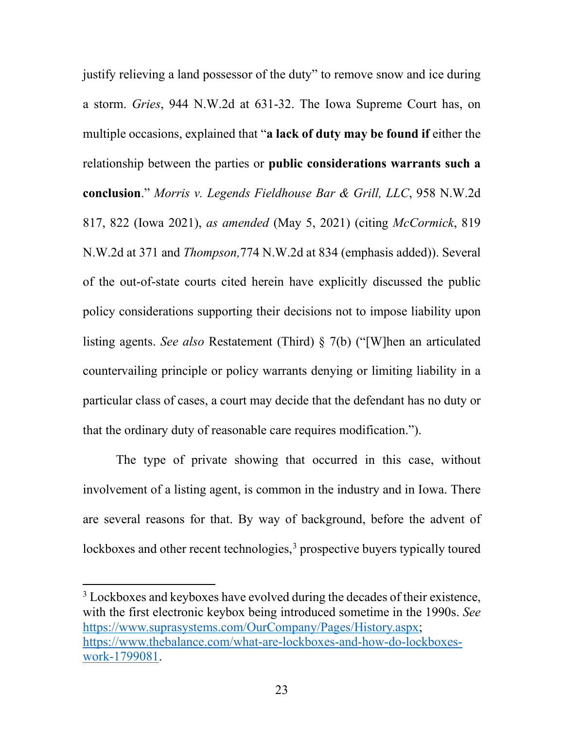justify relieving a land possessor of the duty" to remove snow and ice during a storm. *Gries*, 944 N.W.2d at 631-32. The Iowa Supreme Court has, on multiple occasions, explained that "**a lack of duty may be found if** either the relationship between the parties or **public considerations warrants such a conclusion**." *Morris v. Legends Fieldhouse Bar & Grill, LLC*, 958 N.W.2d 817, 822 (Iowa 2021), *as amended* (May 5, 2021) (citing *McCormick*, 819 N.W.2d at 371 and *Thompson,*774 N.W.2d at 834 (emphasis added)). Several of the out-of-state courts cited herein have explicitly discussed the public policy considerations supporting their decisions not to impose liability upon listing agents. *See also* Restatement (Third) § 7(b) ("[W]hen an articulated countervailing principle or policy warrants denying or limiting liability in a particular class of cases, a court may decide that the defendant has no duty or that the ordinary duty of reasonable care requires modification.").

The type of private showing that occurred in this case, without involvement of a listing agent, is common in the industry and in Iowa. There are several reasons for that. By way of background, before the advent of lockboxes and other recent technologies,[3] prospective buyers typically toured

---

[3] Lockboxes and keyboxes have evolved during the decades of their existence, with the first electronic keybox being introduced sometime in the 1990s. *See* https://www.suprasystems.com/OurCompany/Pages/History.aspx; https://www.thebalance.com/what-are-lockboxes-and-how-do-lockboxes-work-1799081.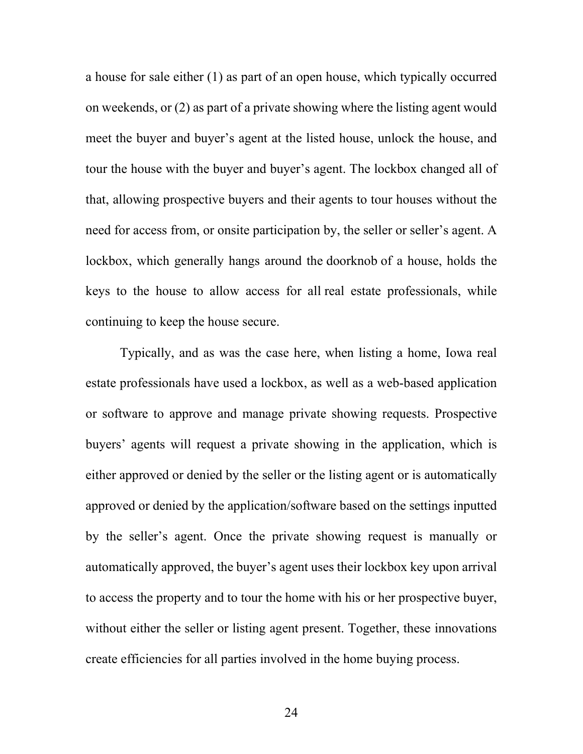a house for sale either (1) as part of an open house, which typically occurred on weekends, or (2) as part of a private showing where the listing agent would meet the buyer and buyer's agent at the listed house, unlock the house, and tour the house with the buyer and buyer's agent. The lockbox changed all of that, allowing prospective buyers and their agents to tour houses without the need for access from, or onsite participation by, the seller or seller's agent. A lockbox, which generally hangs around the doorknob of a house, holds the keys to the house to allow access for all real estate professionals, while continuing to keep the house secure.

Typically, and as was the case here, when listing a home, Iowa real estate professionals have used a lockbox, as well as a web-based application or software to approve and manage private showing requests. Prospective buyers' agents will request a private showing in the application, which is either approved or denied by the seller or the listing agent or is automatically approved or denied by the application/software based on the settings inputted by the seller's agent. Once the private showing request is manually or automatically approved, the buyer's agent uses their lockbox key upon arrival to access the property and to tour the home with his or her prospective buyer, without either the seller or listing agent present. Together, these innovations create efficiencies for all parties involved in the home buying process.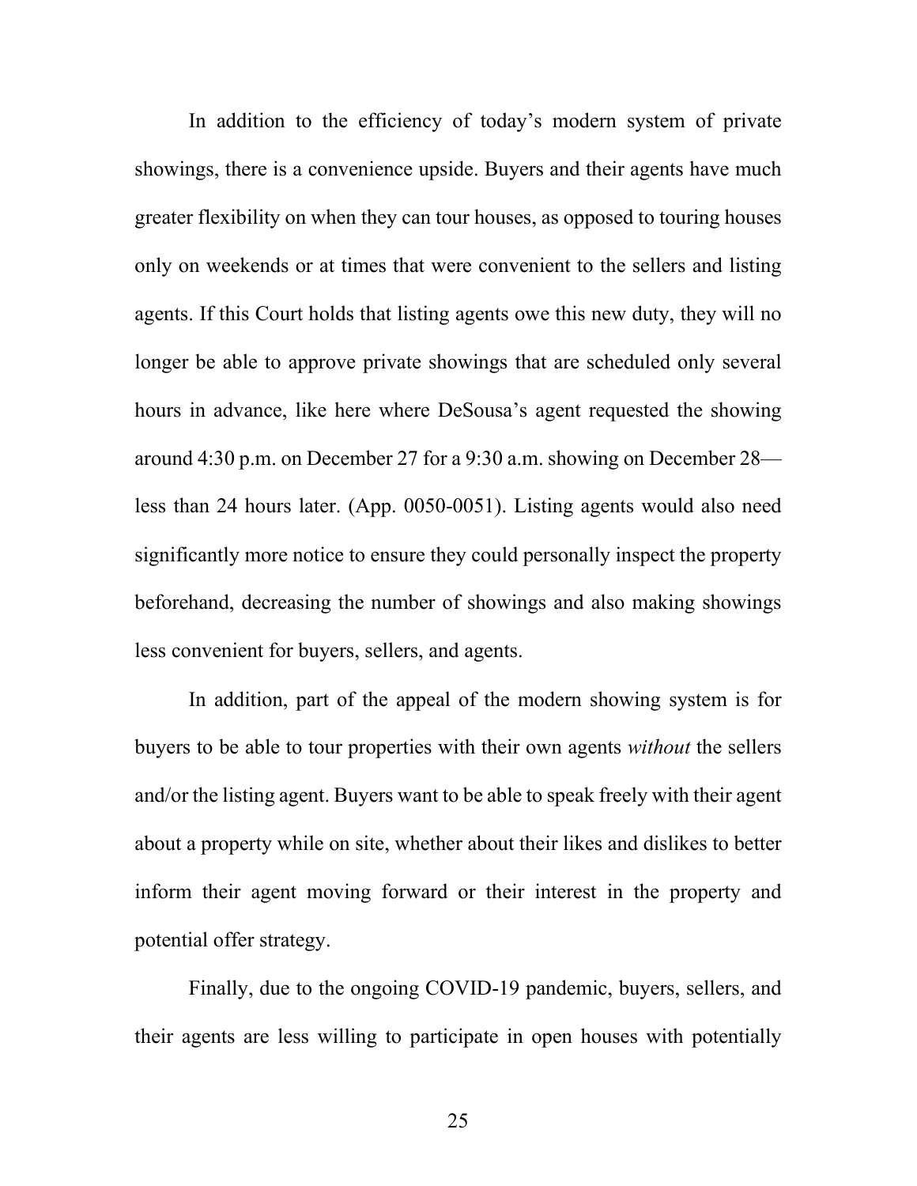In addition to the efficiency of today's modern system of private showings, there is a convenience upside. Buyers and their agents have much greater flexibility on when they can tour houses, as opposed to touring houses only on weekends or at times that were convenient to the sellers and listing agents. If this Court holds that listing agents owe this new duty, they will no longer be able to approve private showings that are scheduled only several hours in advance, like here where DeSousa's agent requested the showing around 4:30 p.m. on December 27 for a 9:30 a.m. showing on December 28—less than 24 hours later. (App. 0050-0051). Listing agents would also need significantly more notice to ensure they could personally inspect the property beforehand, decreasing the number of showings and also making showings less convenient for buyers, sellers, and agents.

In addition, part of the appeal of the modern showing system is for buyers to be able to tour properties with their own agents *without* the sellers and/or the listing agent. Buyers want to be able to speak freely with their agent about a property while on site, whether about their likes and dislikes to better inform their agent moving forward or their interest in the property and potential offer strategy.

Finally, due to the ongoing COVID-19 pandemic, buyers, sellers, and their agents are less willing to participate in open houses with potentially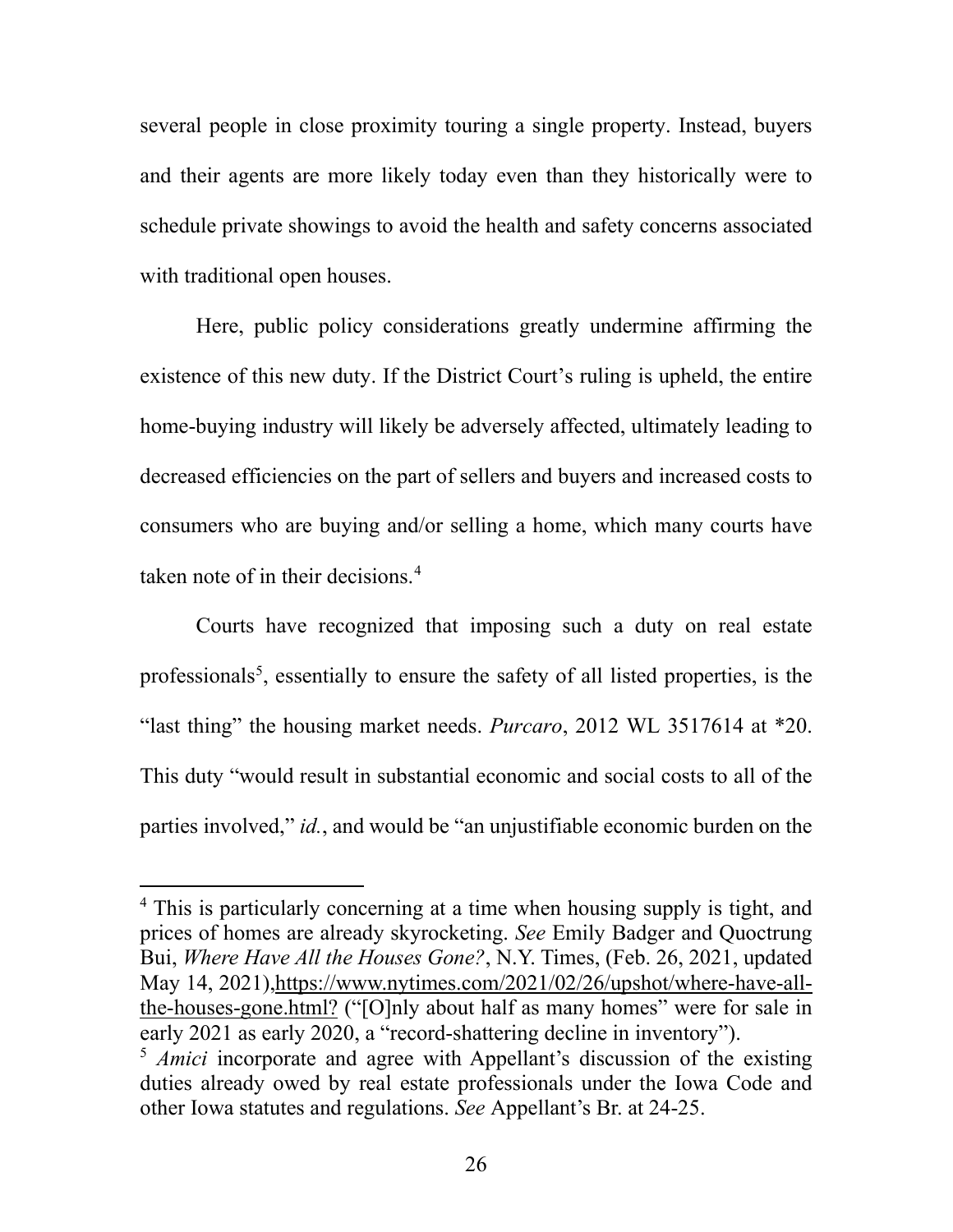several people in close proximity touring a single property. Instead, buyers and their agents are more likely today even than they historically were to schedule private showings to avoid the health and safety concerns associated with traditional open houses.

Here, public policy considerations greatly undermine affirming the existence of this new duty. If the District Court's ruling is upheld, the entire home-buying industry will likely be adversely affected, ultimately leading to decreased efficiencies on the part of sellers and buyers and increased costs to consumers who are buying and/or selling a home, which many courts have taken note of in their decisions.[4]

Courts have recognized that imposing such a duty on real estate professionals[5], essentially to ensure the safety of all listed properties, is the "last thing" the housing market needs. *Purcaro*, 2012 WL 3517614 at *20. This duty "would result in substantial economic and social costs to all of the parties involved," *id.*, and would be "an unjustifiable economic burden on the

---

[4] This is particularly concerning at a time when housing supply is tight, and prices of homes are already skyrocketing. *See* Emily Badger and Quoctrung Bui, *Where Have All the Houses Gone?*, N.Y. Times, (Feb. 26, 2021, updated May 14, 2021),https://www.nytimes.com/2021/02/26/upshot/where-have-all-the-houses-gone.html? ("[O]nly about half as many homes" were for sale in early 2021 as early 2020, a "record-shattering decline in inventory").

[5] *Amici* incorporate and agree with Appellant's discussion of the existing duties already owed by real estate professionals under the Iowa Code and other Iowa statutes and regulations. *See* Appellant's Br. at 24-25.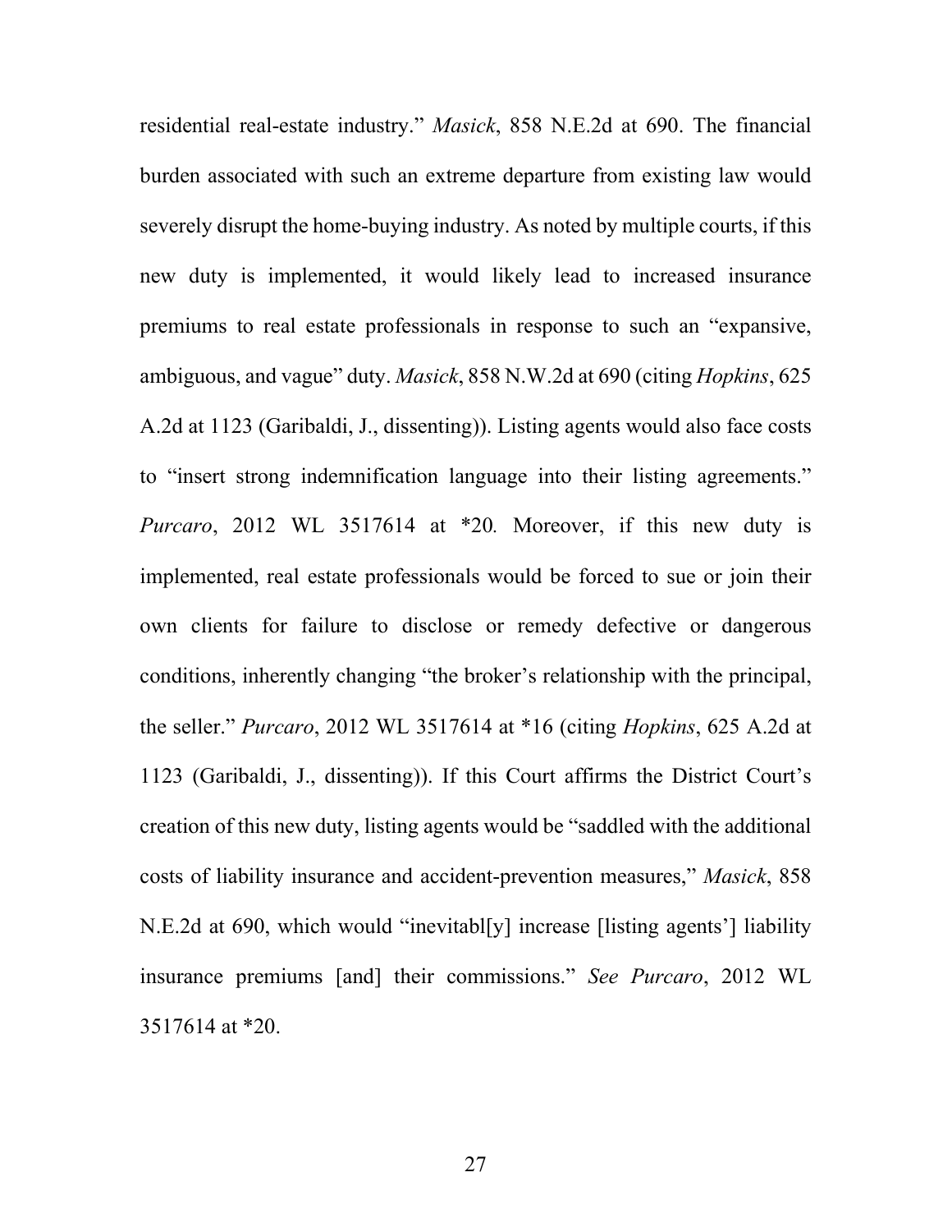residential real-estate industry." *Masick*, 858 N.E.2d at 690. The financial burden associated with such an extreme departure from existing law would severely disrupt the home-buying industry. As noted by multiple courts, if this new duty is implemented, it would likely lead to increased insurance premiums to real estate professionals in response to such an "expansive, ambiguous, and vague" duty. *Masick*, 858 N.W.2d at 690 (citing *Hopkins*, 625 A.2d at 1123 (Garibaldi, J., dissenting)). Listing agents would also face costs to "insert strong indemnification language into their listing agreements." *Purcaro*, 2012 WL 3517614 at *20. Moreover, if this new duty is implemented, real estate professionals would be forced to sue or join their own clients for failure to disclose or remedy defective or dangerous conditions, inherently changing "the broker's relationship with the principal, the seller." *Purcaro*, 2012 WL 3517614 at *16 (citing *Hopkins*, 625 A.2d at 1123 (Garibaldi, J., dissenting)). If this Court affirms the District Court's creation of this new duty, listing agents would be "saddled with the additional costs of liability insurance and accident-prevention measures," *Masick*, 858 N.E.2d at 690, which would "inevitabl[y] increase [listing agents'] liability insurance premiums [and] their commissions." *See Purcaro*, 2012 WL 3517614 at *20.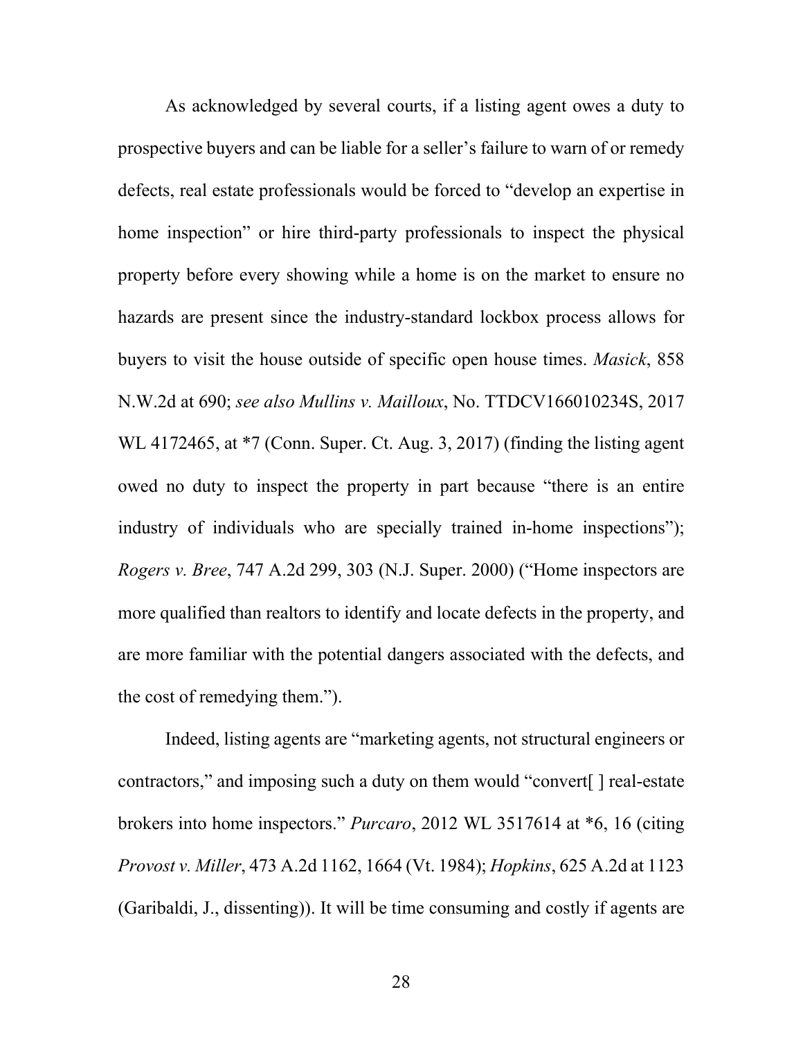As acknowledged by several courts, if a listing agent owes a duty to prospective buyers and can be liable for a seller's failure to warn of or remedy defects, real estate professionals would be forced to "develop an expertise in home inspection" or hire third-party professionals to inspect the physical property before every showing while a home is on the market to ensure no hazards are present since the industry-standard lockbox process allows for buyers to visit the house outside of specific open house times. *Masick*, 858 N.W.2d at 690; *see also Mullins v. Mailloux*, No. TTDCV166010234S, 2017 WL 4172465, at *7 (Conn. Super. Ct. Aug. 3, 2017) (finding the listing agent owed no duty to inspect the property in part because "there is an entire industry of individuals who are specially trained in-home inspections"); *Rogers v. Bree*, 747 A.2d 299, 303 (N.J. Super. 2000) ("Home inspectors are more qualified than realtors to identify and locate defects in the property, and are more familiar with the potential dangers associated with the defects, and the cost of remedying them.").

Indeed, listing agents are "marketing agents, not structural engineers or contractors," and imposing such a duty on them would "convert[ ] real-estate brokers into home inspectors." *Purcaro*, 2012 WL 3517614 at *6, 16 (citing *Provost v. Miller*, 473 A.2d 1162, 1664 (Vt. 1984); *Hopkins*, 625 A.2d at 1123 (Garibaldi, J., dissenting)). It will be time consuming and costly if agents are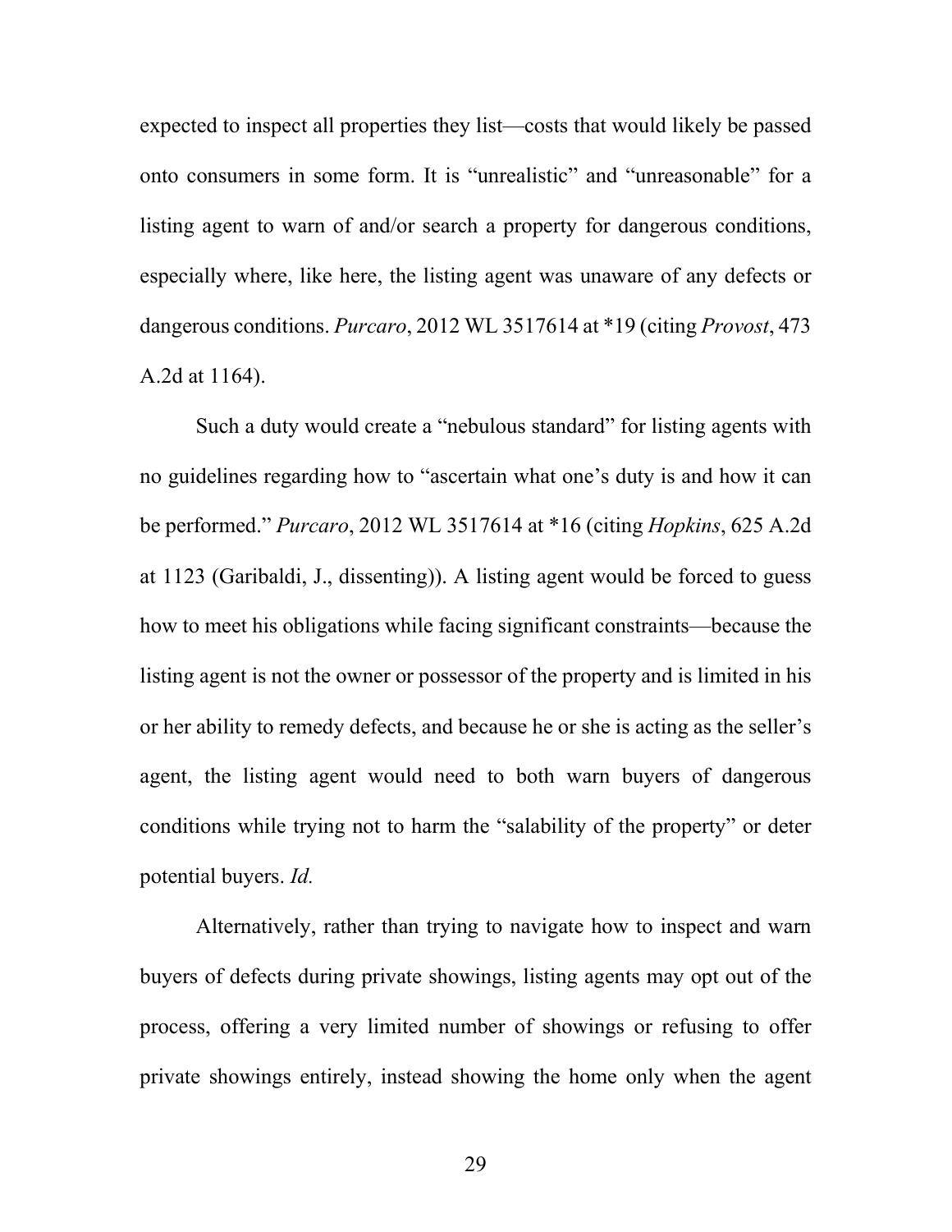expected to inspect all properties they list—costs that would likely be passed onto consumers in some form. It is "unrealistic" and "unreasonable" for a listing agent to warn of and/or search a property for dangerous conditions, especially where, like here, the listing agent was unaware of any defects or dangerous conditions. *Purcaro*, 2012 WL 3517614 at *19 (citing *Provost*, 473 A.2d at 1164).

Such a duty would create a "nebulous standard" for listing agents with no guidelines regarding how to "ascertain what one's duty is and how it can be performed." *Purcaro*, 2012 WL 3517614 at *16 (citing *Hopkins*, 625 A.2d at 1123 (Garibaldi, J., dissenting)). A listing agent would be forced to guess how to meet his obligations while facing significant constraints—because the listing agent is not the owner or possessor of the property and is limited in his or her ability to remedy defects, and because he or she is acting as the seller's agent, the listing agent would need to both warn buyers of dangerous conditions while trying not to harm the "salability of the property" or deter potential buyers. *Id.*

Alternatively, rather than trying to navigate how to inspect and warn buyers of defects during private showings, listing agents may opt out of the process, offering a very limited number of showings or refusing to offer private showings entirely, instead showing the home only when the agent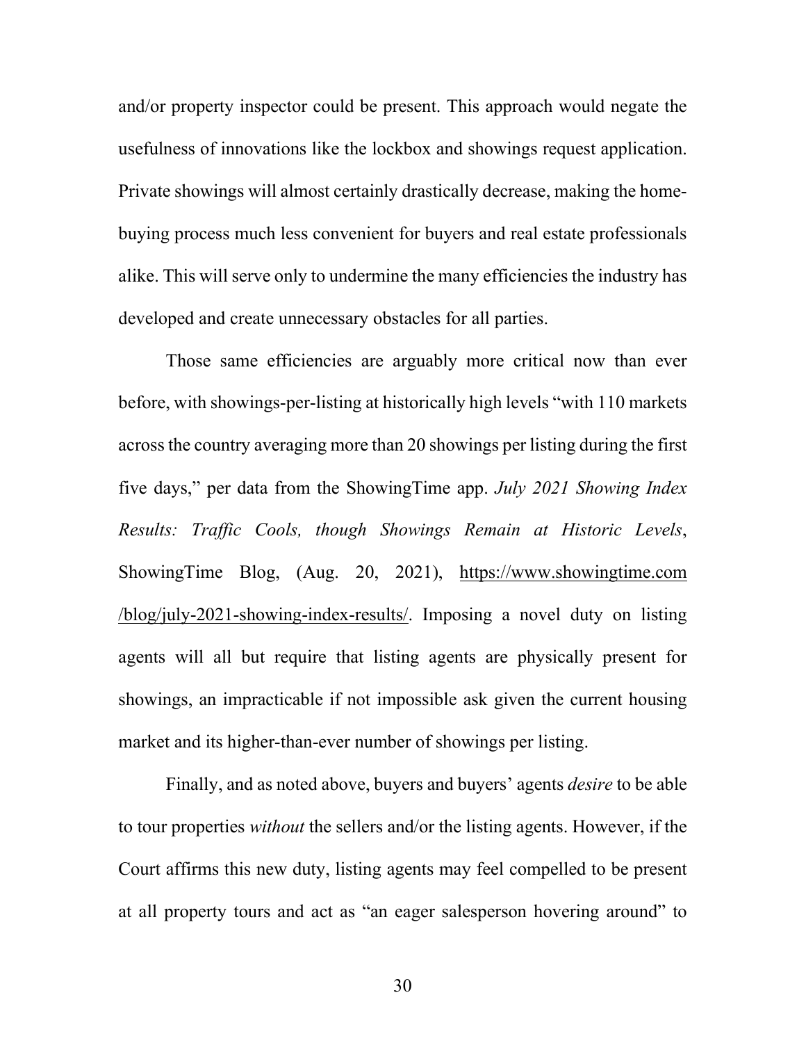and/or property inspector could be present. This approach would negate the usefulness of innovations like the lockbox and showings request application. Private showings will almost certainly drastically decrease, making the home-buying process much less convenient for buyers and real estate professionals alike. This will serve only to undermine the many efficiencies the industry has developed and create unnecessary obstacles for all parties.

Those same efficiencies are arguably more critical now than ever before, with showings-per-listing at historically high levels "with 110 markets across the country averaging more than 20 showings per listing during the first five days," per data from the ShowingTime app. *July 2021 Showing Index Results: Traffic Cools, though Showings Remain at Historic Levels*, ShowingTime Blog, (Aug. 20, 2021), https://www.showingtime.com/blog/july-2021-showing-index-results/. Imposing a novel duty on listing agents will all but require that listing agents are physically present for showings, an impracticable if not impossible ask given the current housing market and its higher-than-ever number of showings per listing.

Finally, and as noted above, buyers and buyers' agents *desire* to be able to tour properties *without* the sellers and/or the listing agents. However, if the Court affirms this new duty, listing agents may feel compelled to be present at all property tours and act as "an eager salesperson hovering around" to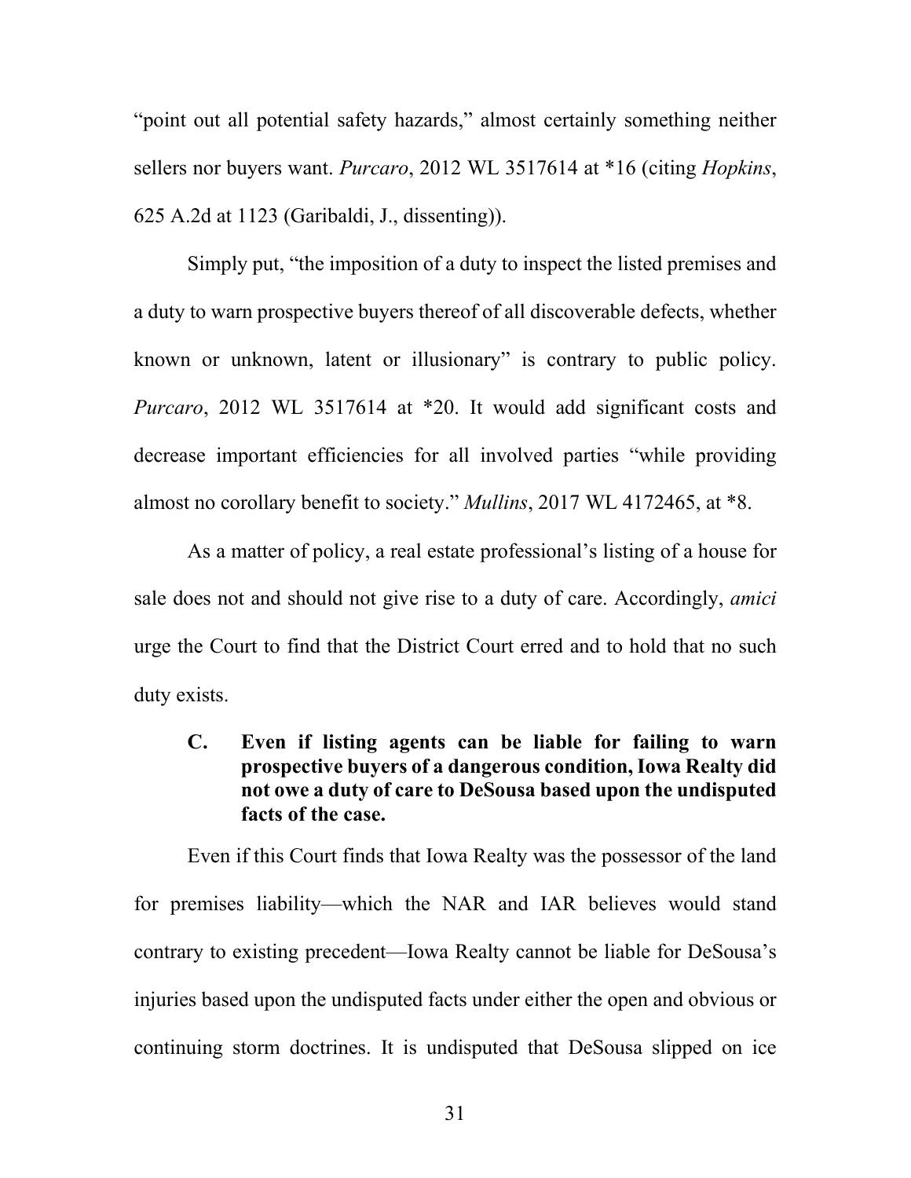"point out all potential safety hazards," almost certainly something neither sellers nor buyers want. *Purcaro*, 2012 WL 3517614 at *16 (citing *Hopkins*, 625 A.2d at 1123 (Garibaldi, J., dissenting)).

Simply put, "the imposition of a duty to inspect the listed premises and a duty to warn prospective buyers thereof of all discoverable defects, whether known or unknown, latent or illusionary" is contrary to public policy. *Purcaro*, 2012 WL 3517614 at *20. It would add significant costs and decrease important efficiencies for all involved parties "while providing almost no corollary benefit to society." *Mullins*, 2017 WL 4172465, at *8.

As a matter of policy, a real estate professional's listing of a house for sale does not and should not give rise to a duty of care. Accordingly, *amici* urge the Court to find that the District Court erred and to hold that no such duty exists.

### C. Even if listing agents can be liable for failing to warn prospective buyers of a dangerous condition, Iowa Realty did not owe a duty of care to DeSousa based upon the undisputed facts of the case.

Even if this Court finds that Iowa Realty was the possessor of the land for premises liability—which the NAR and IAR believes would stand contrary to existing precedent—Iowa Realty cannot be liable for DeSousa's injuries based upon the undisputed facts under either the open and obvious or continuing storm doctrines. It is undisputed that DeSousa slipped on ice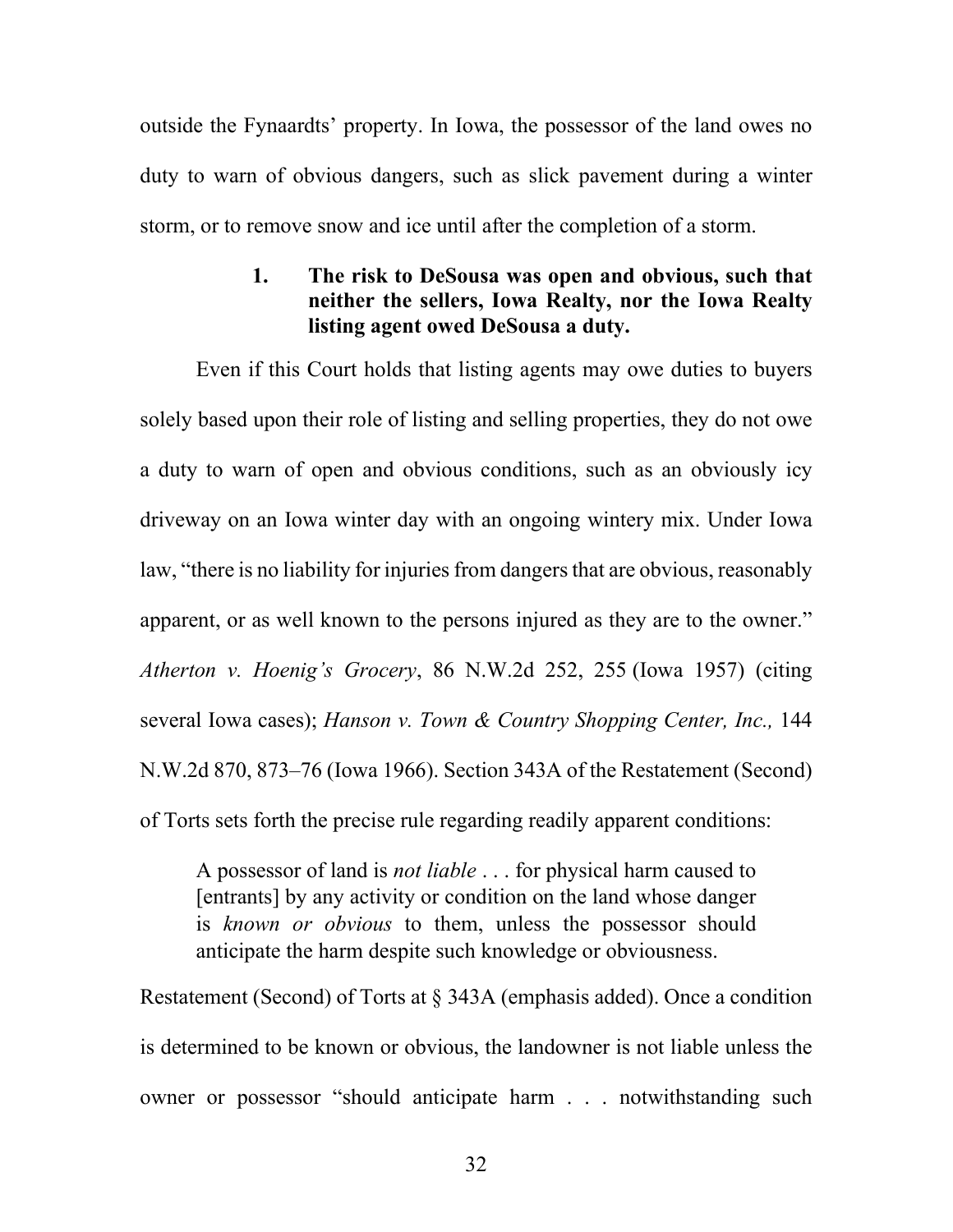outside the Fynaardts' property. In Iowa, the possessor of the land owes no duty to warn of obvious dangers, such as slick pavement during a winter storm, or to remove snow and ice until after the completion of a storm.

#### 1. The risk to DeSousa was open and obvious, such that neither the sellers, Iowa Realty, nor the Iowa Realty listing agent owed DeSousa a duty.

Even if this Court holds that listing agents may owe duties to buyers solely based upon their role of listing and selling properties, they do not owe a duty to warn of open and obvious conditions, such as an obviously icy driveway on an Iowa winter day with an ongoing wintery mix. Under Iowa law, "there is no liability for injuries from dangers that are obvious, reasonably apparent, or as well known to the persons injured as they are to the owner." *Atherton v. Hoenig's Grocery*, 86 N.W.2d 252, 255 (Iowa 1957) (citing several Iowa cases); *Hanson v. Town & Country Shopping Center, Inc.,* 144 N.W.2d 870, 873–76 (Iowa 1966). Section 343A of the Restatement (Second) of Torts sets forth the precise rule regarding readily apparent conditions:

> A possessor of land is *not liable* . . . for physical harm caused to [entrants] by any activity or condition on the land whose danger is *known or obvious* to them, unless the possessor should anticipate the harm despite such knowledge or obviousness.

Restatement (Second) of Torts at § 343A (emphasis added). Once a condition is determined to be known or obvious, the landowner is not liable unless the owner or possessor "should anticipate harm . . . notwithstanding such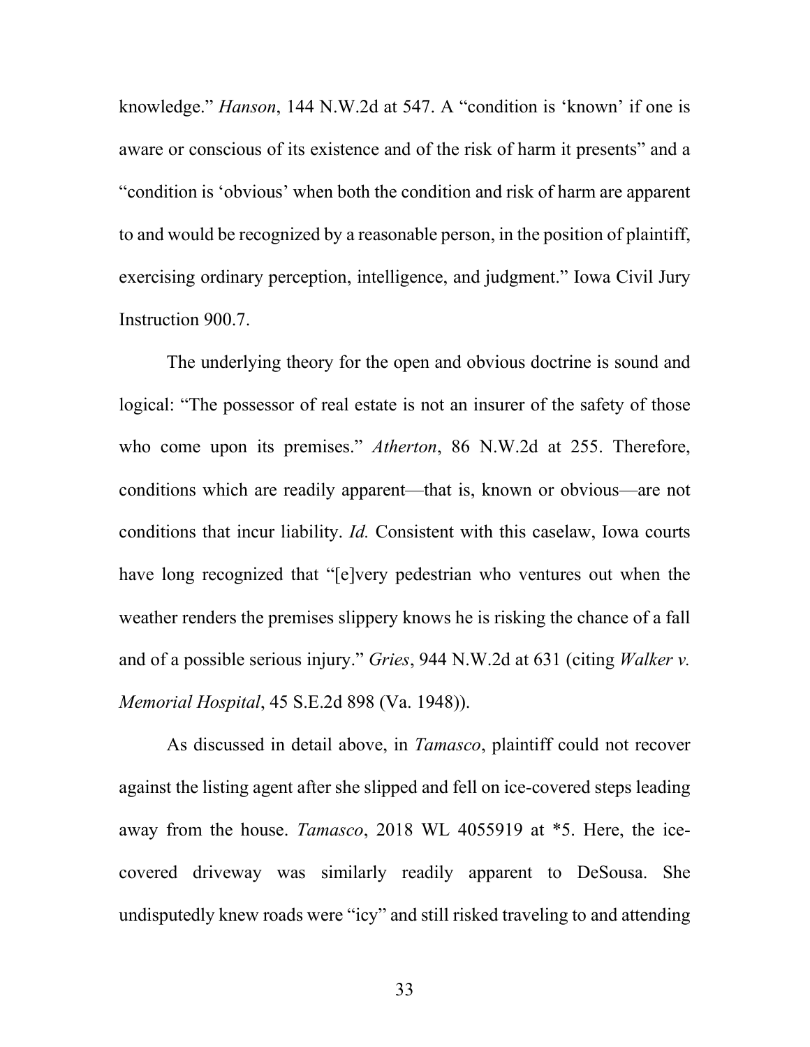knowledge." *Hanson*, 144 N.W.2d at 547. A "condition is 'known' if one is aware or conscious of its existence and of the risk of harm it presents" and a "condition is 'obvious' when both the condition and risk of harm are apparent to and would be recognized by a reasonable person, in the position of plaintiff, exercising ordinary perception, intelligence, and judgment." Iowa Civil Jury Instruction 900.7.

The underlying theory for the open and obvious doctrine is sound and logical: "The possessor of real estate is not an insurer of the safety of those who come upon its premises." *Atherton*, 86 N.W.2d at 255. Therefore, conditions which are readily apparent—that is, known or obvious—are not conditions that incur liability. *Id.* Consistent with this caselaw, Iowa courts have long recognized that "[e]very pedestrian who ventures out when the weather renders the premises slippery knows he is risking the chance of a fall and of a possible serious injury." *Gries*, 944 N.W.2d at 631 (citing *Walker v. Memorial Hospital*, 45 S.E.2d 898 (Va. 1948)).

As discussed in detail above, in *Tamasco*, plaintiff could not recover against the listing agent after she slipped and fell on ice-covered steps leading away from the house. *Tamasco*, 2018 WL 4055919 at *5. Here, the ice-covered driveway was similarly readily apparent to DeSousa. She undisputedly knew roads were "icy" and still risked traveling to and attending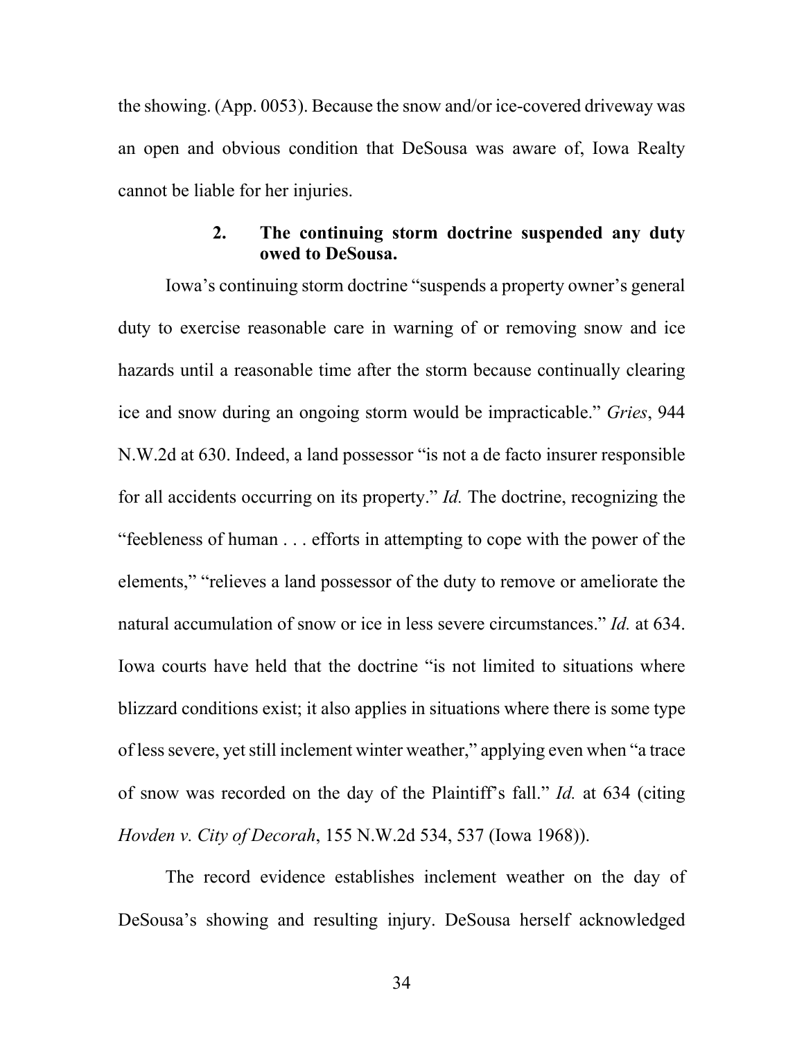the showing. (App. 0053). Because the snow and/or ice-covered driveway was an open and obvious condition that DeSousa was aware of, Iowa Realty cannot be liable for her injuries.

**2. The continuing storm doctrine suspended any duty owed to DeSousa.**

Iowa's continuing storm doctrine "suspends a property owner's general duty to exercise reasonable care in warning of or removing snow and ice hazards until a reasonable time after the storm because continually clearing ice and snow during an ongoing storm would be impracticable." *Gries*, 944 N.W.2d at 630. Indeed, a land possessor "is not a de facto insurer responsible for all accidents occurring on its property." *Id.* The doctrine, recognizing the "feebleness of human . . . efforts in attempting to cope with the power of the elements," "relieves a land possessor of the duty to remove or ameliorate the natural accumulation of snow or ice in less severe circumstances." *Id.* at 634. Iowa courts have held that the doctrine "is not limited to situations where blizzard conditions exist; it also applies in situations where there is some type of less severe, yet still inclement winter weather," applying even when "a trace of snow was recorded on the day of the Plaintiff's fall." *Id.* at 634 (citing *Hovden v. City of Decorah*, 155 N.W.2d 534, 537 (Iowa 1968)).

The record evidence establishes inclement weather on the day of DeSousa's showing and resulting injury. DeSousa herself acknowledged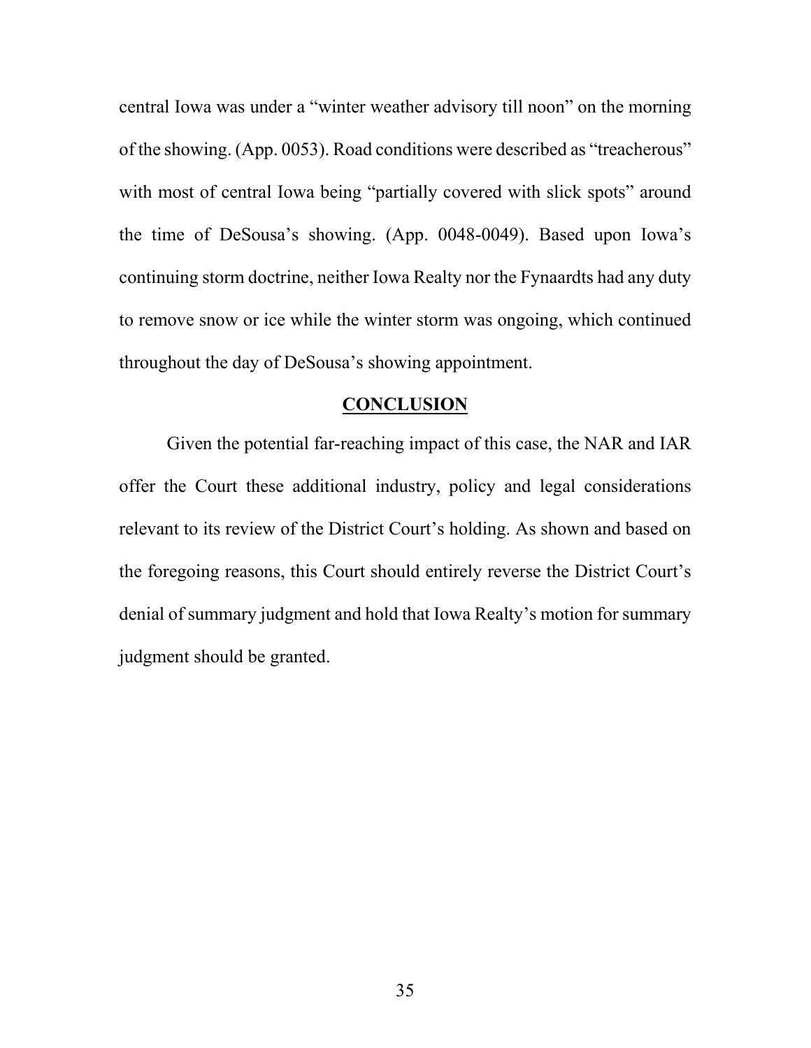central Iowa was under a "winter weather advisory till noon" on the morning of the showing. (App. 0053). Road conditions were described as "treacherous" with most of central Iowa being "partially covered with slick spots" around the time of DeSousa's showing. (App. 0048-0049). Based upon Iowa's continuing storm doctrine, neither Iowa Realty nor the Fynaardts had any duty to remove snow or ice while the winter storm was ongoing, which continued throughout the day of DeSousa's showing appointment.

## CONCLUSION

Given the potential far-reaching impact of this case, the NAR and IAR offer the Court these additional industry, policy and legal considerations relevant to its review of the District Court's holding. As shown and based on the foregoing reasons, this Court should entirely reverse the District Court's denial of summary judgment and hold that Iowa Realty's motion for summary judgment should be granted.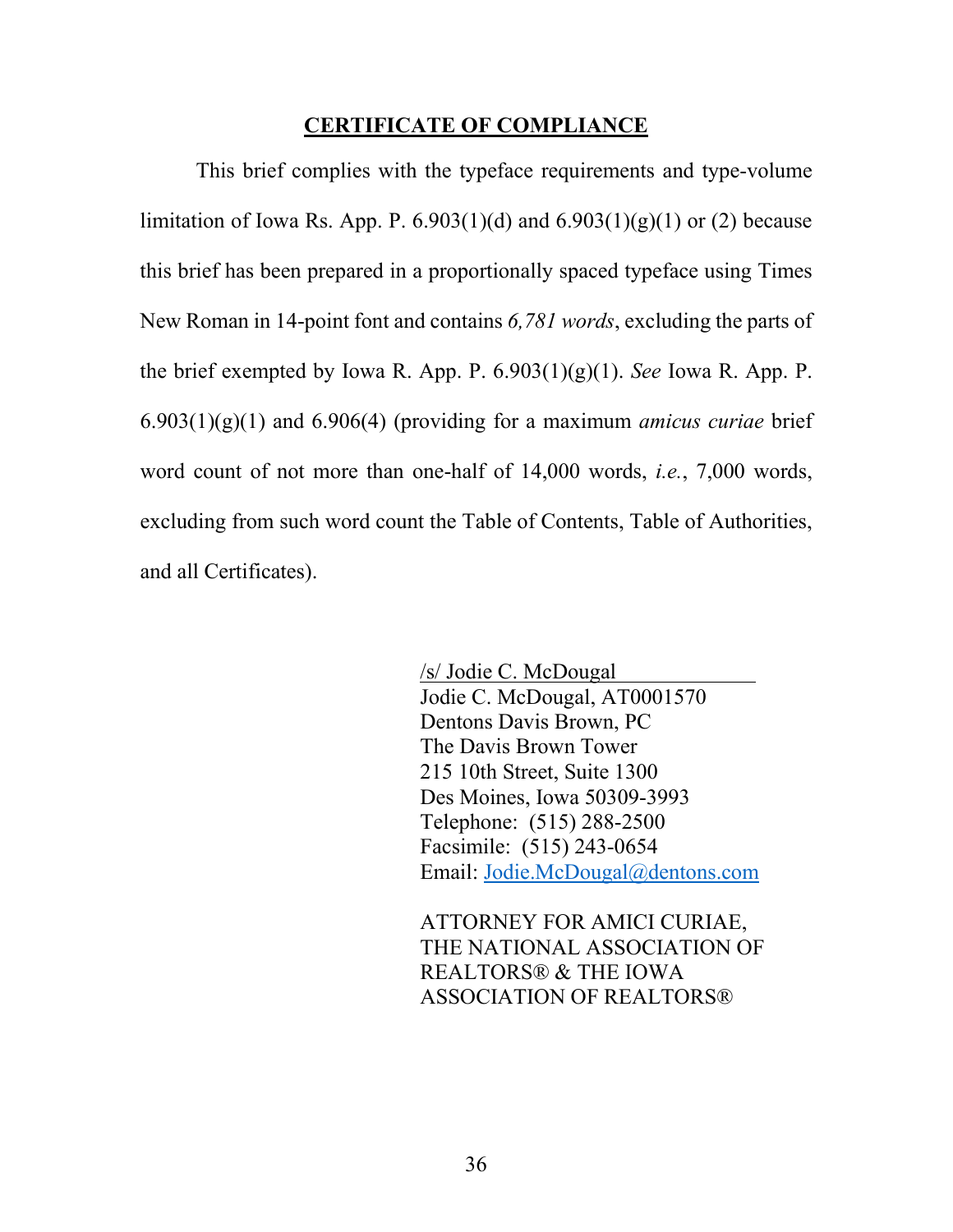## **CERTIFICATE OF COMPLIANCE**

This brief complies with the typeface requirements and type-volume limitation of Iowa Rs. App. P. 6.903(1)(d) and 6.903(1)(g)(1) or (2) because this brief has been prepared in a proportionally spaced typeface using Times New Roman in 14-point font and contains *6,781 words*, excluding the parts of the brief exempted by Iowa R. App. P. 6.903(1)(g)(1). *See* Iowa R. App. P. 6.903(1)(g)(1) and 6.906(4) (providing for a maximum *amicus curiae* brief word count of not more than one-half of 14,000 words, *i.e.*, 7,000 words, excluding from such word count the Table of Contents, Table of Authorities, and all Certificates).

/s/ Jodie C. McDougal
Jodie C. McDougal, AT0001570
Dentons Davis Brown, PC
The Davis Brown Tower
215 10th Street, Suite 1300
Des Moines, Iowa 50309-3993
Telephone: (515) 288-2500
Facsimile: (515) 243-0654
Email: Jodie.McDougal@dentons.com

ATTORNEY FOR AMICI CURIAE, THE NATIONAL ASSOCIATION OF REALTORS® & THE IOWA ASSOCIATION OF REALTORS®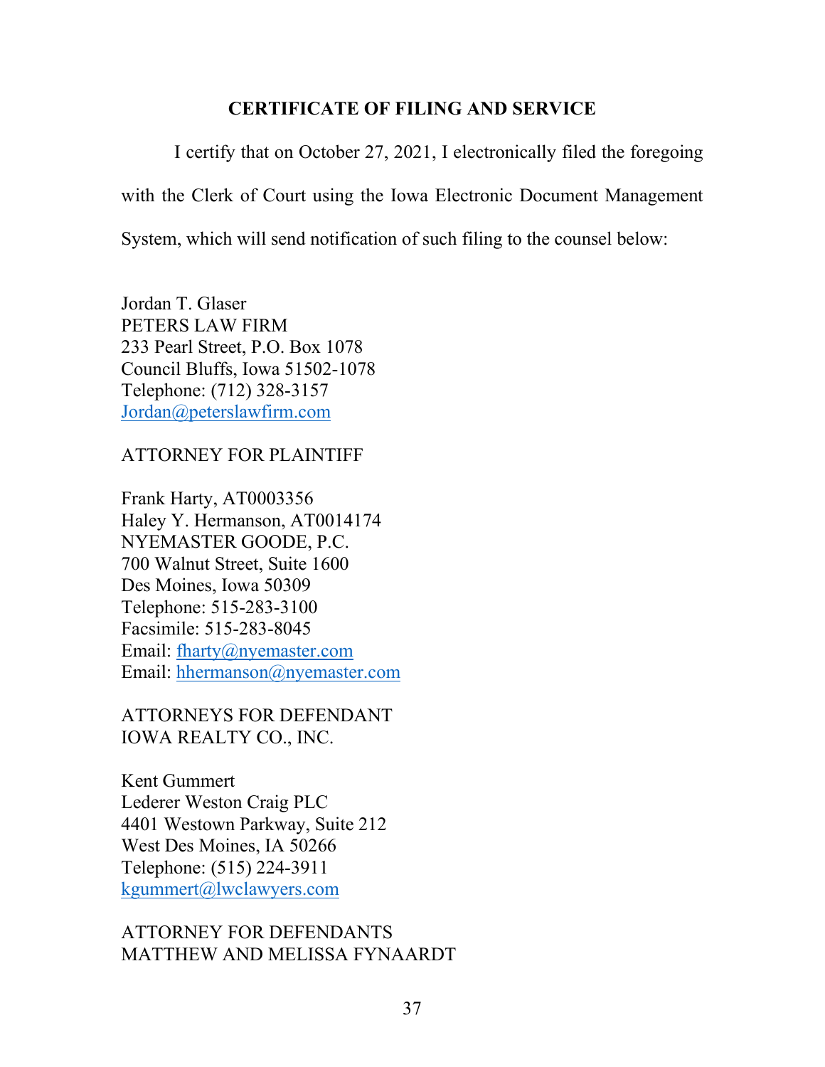## CERTIFICATE OF FILING AND SERVICE

I certify that on October 27, 2021, I electronically filed the foregoing with the Clerk of Court using the Iowa Electronic Document Management System, which will send notification of such filing to the counsel below:

Jordan T. Glaser
PETERS LAW FIRM
233 Pearl Street, P.O. Box 1078
Council Bluffs, Iowa 51502-1078
Telephone: (712) 328-3157
Jordan@peterslawfirm.com

ATTORNEY FOR PLAINTIFF

Frank Harty, AT0003356
Haley Y. Hermanson, AT0014174
NYEMASTER GOODE, P.C.
700 Walnut Street, Suite 1600
Des Moines, Iowa 50309
Telephone: 515-283-3100
Facsimile: 515-283-8045
Email: fharty@nyemaster.com
Email: hhermanson@nyemaster.com

ATTORNEYS FOR DEFENDANT
IOWA REALTY CO., INC.

Kent Gummert
Lederer Weston Craig PLC
4401 Westown Parkway, Suite 212
West Des Moines, IA 50266
Telephone: (515) 224-3911
kgummert@lwclawyers.com

ATTORNEY FOR DEFENDANTS
MATTHEW AND MELISSA FYNAARDT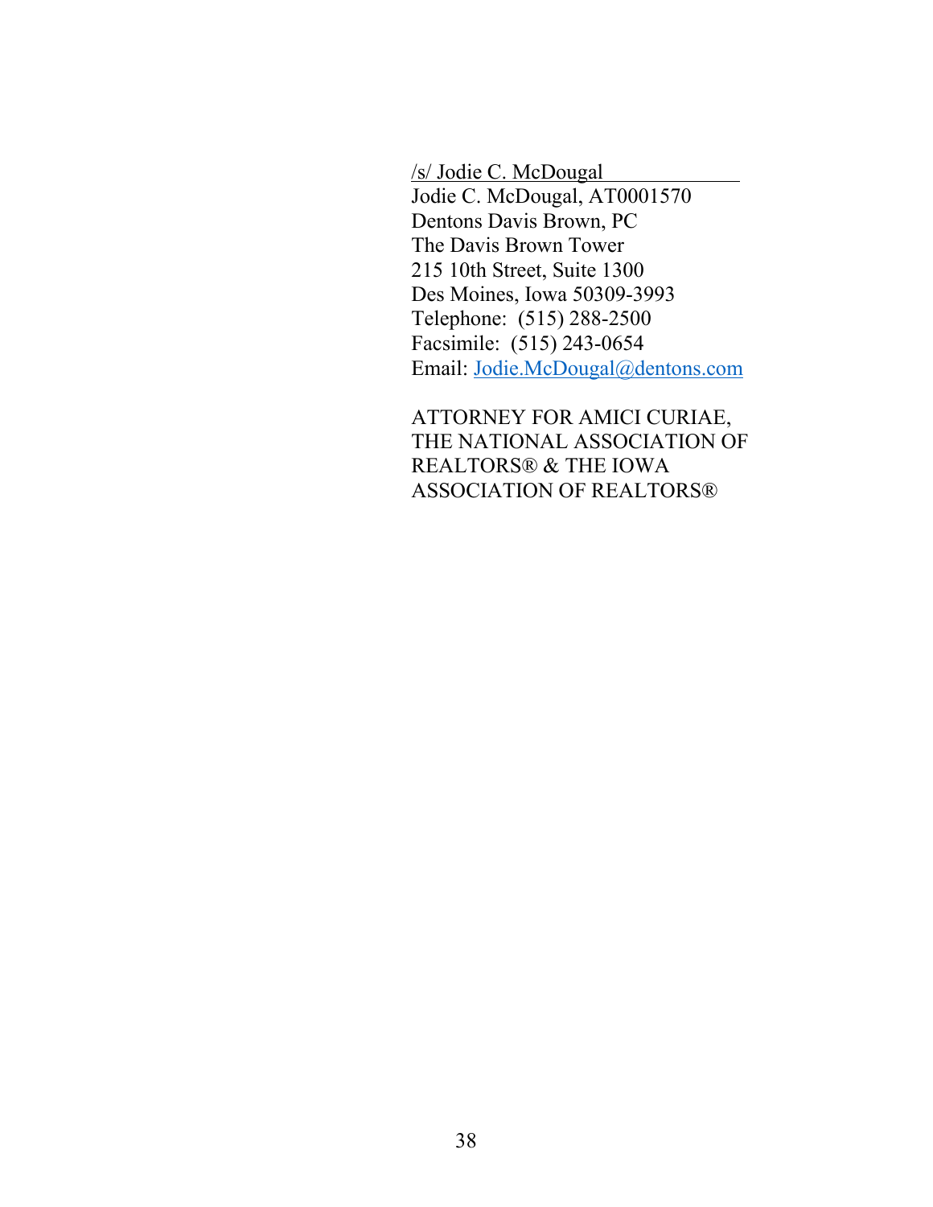/s/ Jodie C. McDougal

Jodie C. McDougal, AT0001570
Dentons Davis Brown, PC
The Davis Brown Tower
215 10th Street, Suite 1300
Des Moines, Iowa 50309-3993
Telephone: (515) 288-2500
Facsimile: (515) 243-0654
Email: Jodie.McDougal@dentons.com

ATTORNEY FOR AMICI CURIAE, THE NATIONAL ASSOCIATION OF REALTORS® & THE IOWA ASSOCIATION OF REALTORS®